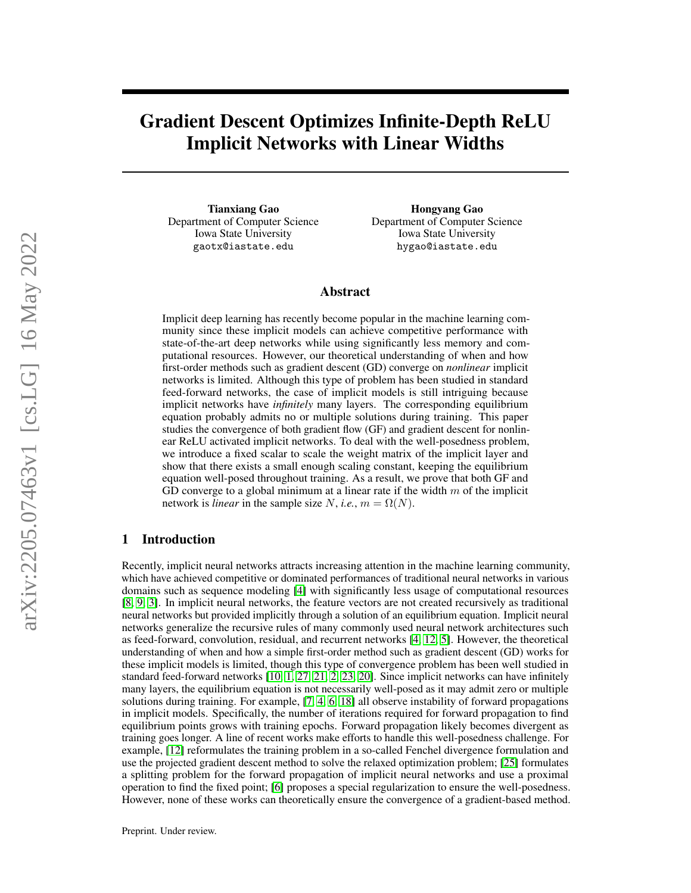# Gradient Descent Optimizes Infinite-Depth ReLU Implicit Networks with Linear Widths

**Tianxiang Gao**
Department of Computer Science
Iowa State University
gaotx@iastate.edu

**Hongyang Gao**
Department of Computer Science
Iowa State University
hygao@iastate.edu

## Abstract

Implicit deep learning has recently become popular in the machine learning community since these implicit models can achieve competitive performance with state-of-the-art deep networks while using significantly less memory and computational resources. However, our theoretical understanding of when and how first-order methods such as gradient descent (GD) converge on *nonlinear* implicit networks is limited. Although this type of problem has been studied in standard feed-forward networks, the case of implicit models is still intriguing because implicit networks have *infinitely* many layers. The corresponding equilibrium equation probably admits no or multiple solutions during training. This paper studies the convergence of both gradient flow (GF) and gradient descent for nonlinear ReLU activated implicit networks. To deal with the well-posedness problem, we introduce a fixed scalar to scale the weight matrix of the implicit layer and show that there exists a small enough scaling constant, keeping the equilibrium equation well-posed throughout training. As a result, we prove that both GF and GD converge to a global minimum at a linear rate if the width $m$ of the implicit network is *linear* in the sample size $N$, *i.e.*, $m = \Omega(N)$.

## 1 Introduction

Recently, implicit neural networks attracts increasing attention in the machine learning community, which have achieved competitive or dominated performances of traditional neural networks in various domains such as sequence modeling [4] with significantly less usage of computational resources [8, 9, 3]. In implicit neural networks, the feature vectors are not created recursively as traditional neural networks but provided implicitly through a solution of an equilibrium equation. Implicit neural networks generalize the recursive rules of many commonly used neural network architectures such as feed-forward, convolution, residual, and recurrent networks [4, 12, 5]. However, the theoretical understanding of when and how a simple first-order method such as gradient descent (GD) works for these implicit models is limited, though this type of convergence problem has been well studied in standard feed-forward networks [10, 1, 27, 21, 2, 23, 20]. Since implicit networks can have infinitely many layers, the equilibrium equation is not necessarily well-posed as it may admit zero or multiple solutions during training. For example, [7, 4, 6, 18] all observe instability of forward propagations in implicit models. Specifically, the number of iterations required for forward propagation to find equilibrium points grows with training epochs. Forward propagation likely becomes divergent as training goes longer. A line of recent works make efforts to handle this well-posedness challenge. For example, [12] reformulates the training problem in a so-called Fenchel divergence formulation and use the projected gradient descent method to solve the relaxed optimization problem; [25] formulates a splitting problem for the forward propagation of implicit neural networks and use a proximal operation to find the fixed point; [6] proposes a special regularization to ensure the well-posedness. However, none of these works can theoretically ensure the convergence of a gradient-based method.

Preprint. Under review.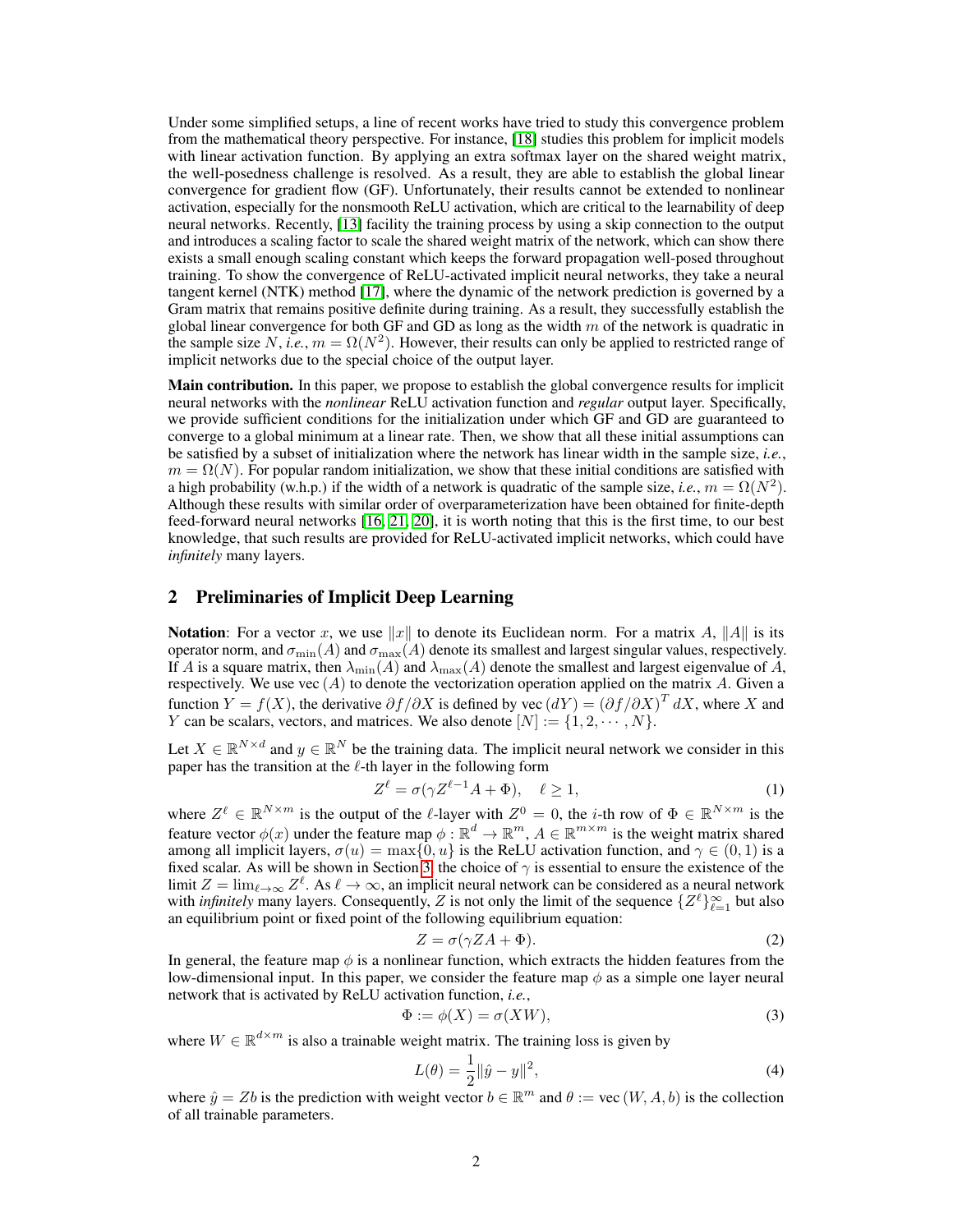Under some simplified setups, a line of recent works have tried to study this convergence problem from the mathematical theory perspective. For instance, [18] studies this problem for implicit models with linear activation function. By applying an extra softmax layer on the shared weight matrix, the well-posedness challenge is resolved. As a result, they are able to establish the global linear convergence for gradient flow (GF). Unfortunately, their results cannot be extended to nonlinear activation, especially for the nonsmooth ReLU activation, which are critical to the learnability of deep neural networks. Recently, [13] facility the training process by using a skip connection to the output and introduces a scaling factor to scale the shared weight matrix of the network, which can show there exists a small enough scaling constant which keeps the forward propagation well-posed throughout training. To show the convergence of ReLU-activated implicit neural networks, they take a neural tangent kernel (NTK) method [17], where the dynamic of the network prediction is governed by a Gram matrix that remains positive definite during training. As a result, they successfully establish the global linear convergence for both GF and GD as long as the width $m$ of the network is quadratic in the sample size $N$, *i.e.*, $m = \Omega(N^2)$. However, their results can only be applied to restricted range of implicit networks due to the special choice of the output layer.

**Main contribution.** In this paper, we propose to establish the global convergence results for implicit neural networks with the *nonlinear* ReLU activation function and *regular* output layer. Specifically, we provide sufficient conditions for the initialization under which GF and GD are guaranteed to converge to a global minimum at a linear rate. Then, we show that all these initial assumptions can be satisfied by a subset of initialization where the network has linear width in the sample size, *i.e.*, $m = \Omega(N)$. For popular random initialization, we show that these initial conditions are satisfied with a high probability (w.h.p.) if the width of a network is quadratic of the sample size, *i.e.*, $m = \Omega(N^2)$. Although these results with similar order of overparameterization have been obtained for finite-depth feed-forward neural networks [16, 21, 20], it is worth noting that this is the first time, to our best knowledge, that such results are provided for ReLU-activated implicit networks, which could have *infinitely* many layers.

## 2 Preliminaries of Implicit Deep Learning

**Notation**: For a vector $x$, we use $\|x\|$ to denote its Euclidean norm. For a matrix $A$, $\|A\|$ is its operator norm, and $\sigma_{\min}(A)$ and $\sigma_{\max}(A)$ denote its smallest and largest singular values, respectively. If $A$ is a square matrix, then $\lambda_{\min}(A)$ and $\lambda_{\max}(A)$ denote the smallest and largest eigenvalue of $A$, respectively. We use $\operatorname{vec}(A)$ to denote the vectorization operation applied on the matrix $A$. Given a function $Y = f(X)$, the derivative $\partial f / \partial X$ is defined by $\operatorname{vec}(dY) = (\partial f / \partial X)^T dX$, where $X$ and $Y$ can be scalars, vectors, and matrices. We also denote $[N] := \{1, 2, \cdots, N\}$.

Let $X \in \mathbb{R}^{N \times d}$ and $y \in \mathbb{R}^N$ be the training data. The implicit neural network we consider in this paper has the transition at the $\ell$-th layer in the following form

$$
Z^{\ell} = \sigma(\gamma Z^{\ell-1} A + \Phi), \quad \ell \geq 1, \tag{1}
$$

where $Z^{\ell} \in \mathbb{R}^{N \times m}$ is the output of the $\ell$-layer with $Z^0 = 0$, the $i$-th row of $\Phi \in \mathbb{R}^{N \times m}$ is the feature vector $\phi(x)$ under the feature map $\phi : \mathbb{R}^d \to \mathbb{R}^m$, $A \in \mathbb{R}^{m \times m}$ is the weight matrix shared among all implicit layers, $\sigma(u) = \max\{0, u\}$ is the ReLU activation function, and $\gamma \in (0, 1)$ is a fixed scalar. As will be shown in Section 3, the choice of $\gamma$ is essential to ensure the existence of the limit $Z = \lim_{\ell \to \infty} Z^{\ell}$. As $\ell \to \infty$, an implicit neural network can be considered as a neural network with *infinitely* many layers. Consequently, $Z$ is not only the limit of the sequence $\{Z^{\ell}\}_{\ell=1}^{\infty}$ but also an equilibrium point or fixed point of the following equilibrium equation:

$$
Z = \sigma(\gamma Z A + \Phi). \tag{2}
$$

In general, the feature map $\phi$ is a nonlinear function, which extracts the hidden features from the low-dimensional input. In this paper, we consider the feature map $\phi$ as a simple one layer neural network that is activated by ReLU activation function, *i.e.*,

$$
\Phi := \phi(X) = \sigma(XW), \tag{3}
$$

where $W \in \mathbb{R}^{d \times m}$ is also a trainable weight matrix. The training loss is given by

$$
L(\theta) = \frac{1}{2} \|\hat{y} - y\|^2, \tag{4}
$$

where $\hat{y} = Zb$ is the prediction with weight vector $b \in \mathbb{R}^m$ and $\theta := \operatorname{vec}(W, A, b)$ is the collection of all trainable parameters.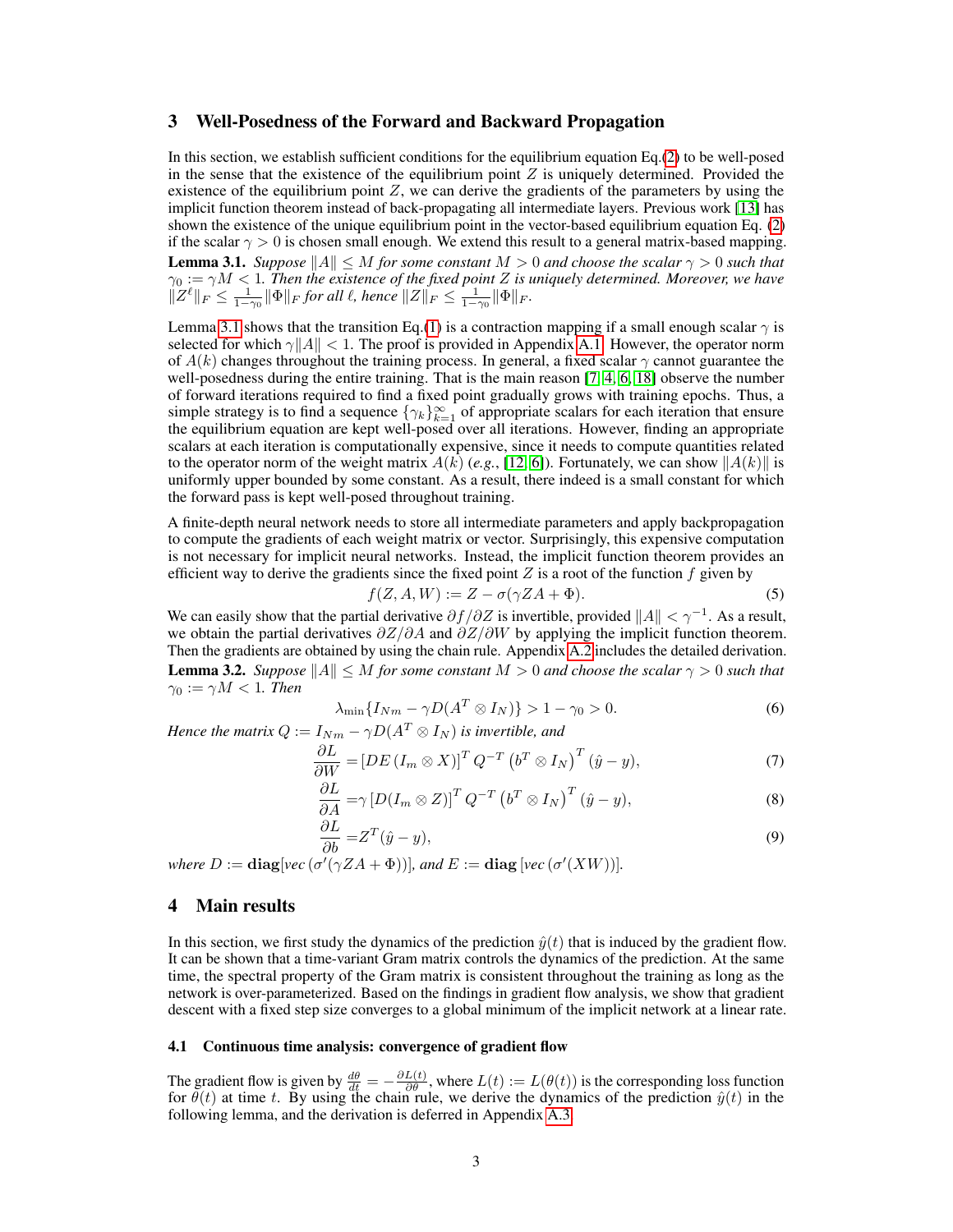## 3 Well-Posedness of the Forward and Backward Propagation

In this section, we establish sufficient conditions for the equilibrium equation Eq.(2) to be well-posed in the sense that the existence of the equilibrium point $Z$ is uniquely determined. Provided the existence of the equilibrium point $Z$, we can derive the gradients of the parameters by using the implicit function theorem instead of back-propagating all intermediate layers. Previous work [13] has shown the existence of the unique equilibrium point in the vector-based equilibrium equation Eq. (2) if the scalar $\gamma > 0$ is chosen small enough. We extend this result to a general matrix-based mapping.

**Lemma 3.1.** *Suppose $\|A\| \le M$ for some constant $M > 0$ and choose the scalar $\gamma > 0$ such that $\gamma_0 := \gamma M < 1$. Then the existence of the fixed point $Z$ is uniquely determined. Moreover, we have $\|Z^\ell\|_F \le \frac{1}{1-\gamma_0}\|\Phi\|_F$ for all $\ell$, hence $\|Z\|_F \le \frac{1}{1-\gamma_0}\|\Phi\|_F$.*

Lemma 3.1 shows that the transition Eq.(1) is a contraction mapping if a small enough scalar $\gamma$ is selected for which $\gamma\|A\| < 1$. The proof is provided in Appendix A.1. However, the operator norm of $A(k)$ changes throughout the training process. In general, a fixed scalar $\gamma$ cannot guarantee the well-posedness during the entire training. That is the main reason [7, 4, 6, 18] observe the number of forward iterations required to find a fixed point gradually grows with training epochs. Thus, a simple strategy is to find a sequence $\{\gamma_k\}_{k=1}^\infty$ of appropriate scalars for each iteration that ensure the equilibrium equation are kept well-posed over all iterations. However, finding an appropriate scalars at each iteration is computationally expensive, since it needs to compute quantities related to the operator norm of the weight matrix $A(k)$ (*e.g.*, [12, 6]). Fortunately, we can show $\|A(k)\|$ is uniformly upper bounded by some constant. As a result, there indeed is a small constant for which the forward pass is kept well-posed throughout training.

A finite-depth neural network needs to store all intermediate parameters and apply backpropagation to compute the gradients of each weight matrix or vector. Surprisingly, this expensive computation is not necessary for implicit neural networks. Instead, the implicit function theorem provides an efficient way to derive the gradients since the fixed point $Z$ is a root of the function $f$ given by

$$f(Z, A, W) := Z - \sigma(\gamma Z A + \Phi). \tag{5}$$

We can easily show that the partial derivative $\partial f/\partial Z$ is invertible, provided $\|A\| < \gamma^{-1}$. As a result, we obtain the partial derivatives $\partial Z/\partial A$ and $\partial Z/\partial W$ by applying the implicit function theorem. Then the gradients are obtained by using the chain rule. Appendix A.2 includes the detailed derivation.

**Lemma 3.2.** *Suppose $\|A\| \le M$ for some constant $M > 0$ and choose the scalar $\gamma > 0$ such that $\gamma_0 := \gamma M < 1$. Then*

$$\lambda_{\min}\{I_{Nm} - \gamma D(A^T \otimes I_N)\} > 1 - \gamma_0 > 0. \tag{6}$$

*Hence the matrix $Q := I_{Nm} - \gamma D(A^T \otimes I_N)$ is invertible, and*

$$\frac{\partial L}{\partial W} = \left[DE\left(I_m \otimes X\right)\right]^T Q^{-T}\left(b^T \otimes I_N\right)^T(\hat{y} - y), \tag{7}$$

$$\frac{\partial L}{\partial A} = \gamma\left[D(I_m \otimes Z)\right]^T Q^{-T}\left(b^T \otimes I_N\right)^T(\hat{y} - y), \tag{8}$$

$$\frac{\partial L}{\partial b} = Z^T(\hat{y} - y), \tag{9}$$

*where $D := \mathbf{diag}[vec\left(\sigma'(\gamma Z A + \Phi)\right)]$, and $E := \mathbf{diag}\left[vec\left(\sigma'(XW)\right)\right]$.*

## 4 Main results

In this section, we first study the dynamics of the prediction $\hat{y}(t)$ that is induced by the gradient flow. It can be shown that a time-variant Gram matrix controls the dynamics of the prediction. At the same time, the spectral property of the Gram matrix is consistent throughout the training as long as the network is over-parameterized. Based on the findings in gradient flow analysis, we show that gradient descent with a fixed step size converges to a global minimum of the implicit network at a linear rate.

### 4.1 Continuous time analysis: convergence of gradient flow

The gradient flow is given by $\frac{d\theta}{dt} = -\frac{\partial L(t)}{\partial \theta}$, where $L(t) := L(\theta(t))$ is the corresponding loss function for $\theta(t)$ at time $t$. By using the chain rule, we derive the dynamics of the prediction $\hat{y}(t)$ in the following lemma, and the derivation is deferred in Appendix A.3.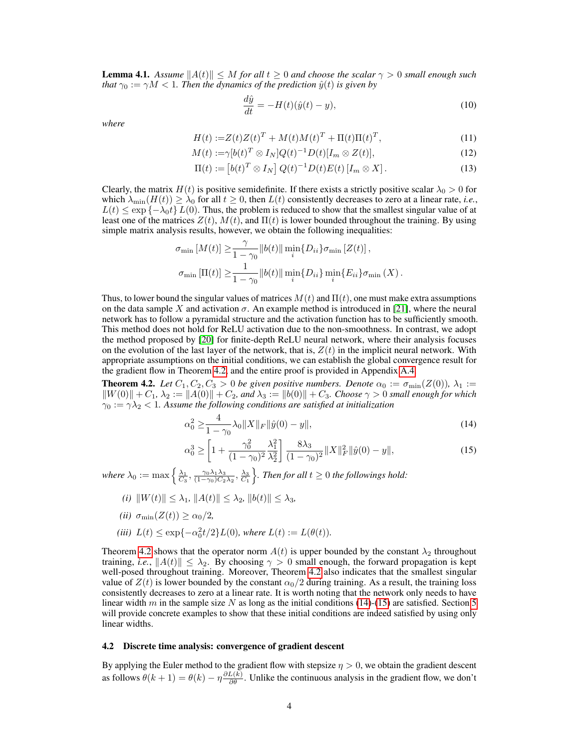**Lemma 4.1.** *Assume $\|A(t)\| \leq M$ for all $t \geq 0$ and choose the scalar $\gamma > 0$ small enough such that $\gamma_0 := \gamma M < 1$. Then the dynamics of the prediction $\hat{y}(t)$ is given by*

$$\frac{d\hat{y}}{dt} = -H(t)(\hat{y}(t) - y), \tag{10}$$

*where*

$$H(t) := Z(t)Z(t)^T + M(t)M(t)^T + \Pi(t)\Pi(t)^T, \tag{11}$$

$$M(t) := \gamma[b(t)^T \otimes I_N]Q(t)^{-1}D(t)[I_m \otimes Z(t)], \tag{12}$$

$$\Pi(t) := \left[b(t)^T \otimes I_N\right] Q(t)^{-1}D(t)E(t)\left[I_m \otimes X\right]. \tag{13}$$

Clearly, the matrix $H(t)$ is positive semidefinite. If there exists a strictly positive scalar $\lambda_0 > 0$ for which $\lambda_{\min}(H(t)) \geq \lambda_0$ for all $t \geq 0$, then $L(t)$ consistently decreases to zero at a linear rate, *i.e.*, $L(t) \leq \exp\{-\lambda_0 t\} L(0)$. Thus, the problem is reduced to show that the smallest singular value of at least one of the matrices $Z(t)$, $M(t)$, and $\Pi(t)$ is lower bounded throughout the training. By using simple matrix analysis results, however, we obtain the following inequalities:

$$\sigma_{\min}[M(t)] \geq \frac{\gamma}{1-\gamma_0}\|b(t)\| \min_i\{D_{ii}\}\sigma_{\min}[Z(t)],$$

$$\sigma_{\min}[\Pi(t)] \geq \frac{1}{1-\gamma_0}\|b(t)\| \min_i\{D_{ii}\} \min_i\{E_{ii}\}\sigma_{\min}(X).$$

Thus, to lower bound the singular values of matrices $M(t)$ and $\Pi(t)$, one must make extra assumptions on the data sample $X$ and activation $\sigma$. An example method is introduced in [21], where the neural network has to follow a pyramidal structure and the activation function has to be sufficiently smooth. This method does not hold for ReLU activation due to the non-smoothness. In contrast, we adopt the method proposed by [20] for finite-depth ReLU neural network, where their analysis focuses on the evolution of the last layer of the network, that is, $Z(t)$ in the implicit neural network. With appropriate assumptions on the initial conditions, we can establish the global convergence result for the gradient flow in Theorem 4.2, and the entire proof is provided in Appendix A.4.

**Theorem 4.2.** *Let $C_1, C_2, C_3 > 0$ be given positive numbers. Denote $\alpha_0 := \sigma_{\min}(Z(0))$, $\lambda_1 := \|W(0)\| + C_1$, $\lambda_2 := \|A(0)\| + C_2$, and $\lambda_3 := \|b(0)\| + C_3$. Choose $\gamma > 0$ small enough for which $\gamma_0 := \gamma\lambda_2 < 1$. Assume the following conditions are satisfied at initialization*

$$\alpha_0^2 \geq \frac{4}{1-\gamma_0}\lambda_0\|X\|_F\|\hat{y}(0) - y\|, \tag{14}$$

$$\alpha_0^3 \geq \left[1 + \frac{\gamma_0^2}{(1-\gamma_0)^2}\frac{\lambda_1^2}{\lambda_2^2}\right]\frac{8\lambda_3}{(1-\gamma_0)^2}\|X\|_F^2\|\hat{y}(0) - y\|, \tag{15}$$

*where $\lambda_0 := \max\left\{\frac{\lambda_1}{C_3}, \frac{\gamma_0\lambda_1\lambda_3}{(1-\gamma_0)C_2\lambda_2}, \frac{\lambda_3}{C_1}\right\}$. Then for all $t \geq 0$ the followings hold:*

*(i)* $\|W(t)\| \leq \lambda_1$, $\|A(t)\| \leq \lambda_2$, $\|b(t)\| \leq \lambda_3$,

*(ii)* $\sigma_{\min}(Z(t)) \geq \alpha_0/2$,

*(iii)* $L(t) \leq \exp\{-\alpha_0^2 t/2\}L(0)$, *where* $L(t) := L(\theta(t))$.

Theorem 4.2 shows that the operator norm $A(t)$ is upper bounded by the constant $\lambda_2$ throughout training, *i.e.*, $\|A(t)\| \leq \lambda_2$. By choosing $\gamma > 0$ small enough, the forward propagation is kept well-posed throughout training. Moreover, Theorem 4.2 also indicates that the smallest singular value of $Z(t)$ is lower bounded by the constant $\alpha_0/2$ during training. As a result, the training loss consistently decreases to zero at a linear rate. It is worth noting that the network only needs to have linear width $m$ in the sample size $N$ as long as the initial conditions (14)-(15) are satisfied. Section 5 will provide concrete examples to show that these initial conditions are indeed satisfied by using only linear widths.

### 4.2 Discrete time analysis: convergence of gradient descent

By applying the Euler method to the gradient flow with stepsize $\eta > 0$, we obtain the gradient descent as follows $\theta(k+1) = \theta(k) - \eta\frac{\partial L(k)}{\partial\theta}$. Unlike the continuous analysis in the gradient flow, we don't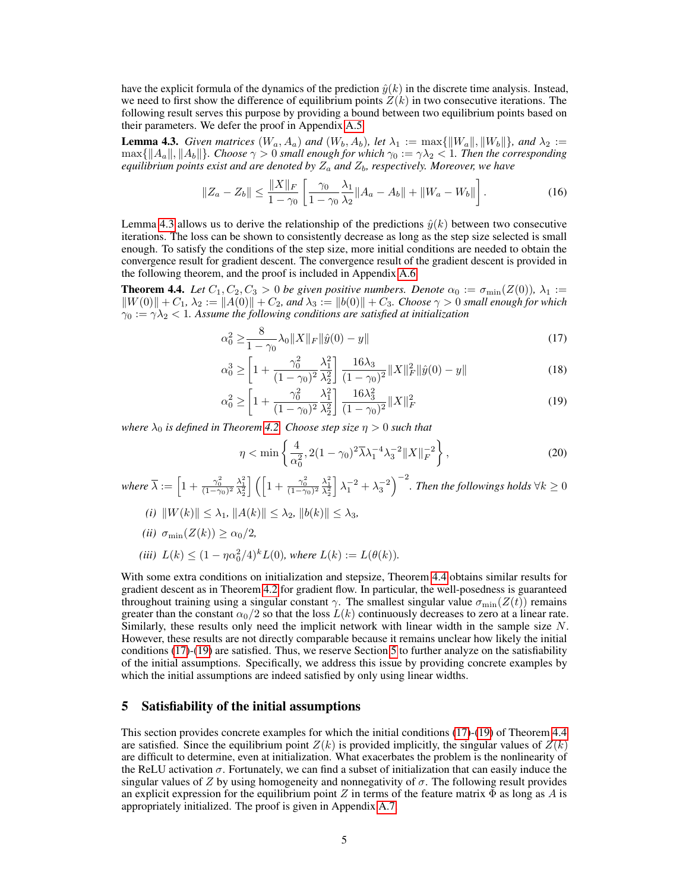have the explicit formula of the dynamics of the prediction $\hat{y}(k)$ in the discrete time analysis. Instead, we need to first show the difference of equilibrium points $Z(k)$ in two consecutive iterations. The following result serves this purpose by providing a bound between two equilibrium points based on their parameters. We defer the proof in Appendix A.5.

**Lemma 4.3.** *Given matrices $(W_a, A_a)$ and $(W_b, A_b)$, let $\lambda_1 := \max\{\|W_a\|, \|W_b\|\}$, and $\lambda_2 := \max\{\|A_a\|, \|A_b\|\}$. Choose $\gamma > 0$ small enough for which $\gamma_0 := \gamma\lambda_2 < 1$. Then the corresponding equilibrium points exist and are denoted by $Z_a$ and $Z_b$, respectively. Moreover, we have*

$$\|Z_a - Z_b\| \leq \frac{\|X\|_F}{1-\gamma_0}\left[\frac{\gamma_0}{1-\gamma_0}\frac{\lambda_1}{\lambda_2}\|A_a - A_b\| + \|W_a - W_b\|\right]. \tag{16}$$

Lemma 4.3 allows us to derive the relationship of the predictions $\hat{y}(k)$ between two consecutive iterations. The loss can be shown to consistently decrease as long as the step size selected is small enough. To satisfy the conditions of the step size, more initial conditions are needed to obtain the convergence result for gradient descent. The convergence result of the gradient descent is provided in the following theorem, and the proof is included in Appendix A.6.

**Theorem 4.4.** *Let $C_1, C_2, C_3 > 0$ be given positive numbers. Denote $\alpha_0 := \sigma_{\min}(Z(0))$, $\lambda_1 := \|W(0)\| + C_1$, $\lambda_2 := \|A(0)\| + C_2$, and $\lambda_3 := \|b(0)\| + C_3$. Choose $\gamma > 0$ small enough for which $\gamma_0 := \gamma\lambda_2 < 1$. Assume the following conditions are satisfied at initialization*

$$\alpha_0^2 \geq \frac{8}{1-\gamma_0}\lambda_0\|X\|_F\|\hat{y}(0) - y\| \tag{17}$$

$$\alpha_0^3 \geq \left[1 + \frac{\gamma_0^2}{(1-\gamma_0)^2}\frac{\lambda_1^2}{\lambda_2^2}\right]\frac{16\lambda_3}{(1-\gamma_0)^2}\|X\|_F^2\|\hat{y}(0) - y\| \tag{18}$$

$$\alpha_0^2 \geq \left[1 + \frac{\gamma_0^2}{(1-\gamma_0)^2}\frac{\lambda_1^2}{\lambda_2^2}\right]\frac{16\lambda_3^2}{(1-\gamma_0)^2}\|X\|_F^2 \tag{19}$$

*where $\lambda_0$ is defined in Theorem 4.2. Choose step size $\eta > 0$ such that*

$$\eta < \min\left\{\frac{4}{\alpha_0^2}, 2(1-\gamma_0)^2\overline{\lambda}\lambda_1^{-4}\lambda_3^{-2}\|X\|_F^{-2}\right\}, \tag{20}$$

*where $\overline{\lambda} := \left[1 + \frac{\gamma_0^2}{(1-\gamma_0)^2}\frac{\lambda_1^2}{\lambda_2^2}\right]\left(\left[1 + \frac{\gamma_0^2}{(1-\gamma_0)^2}\frac{\lambda_1^2}{\lambda_2^2}\right]\lambda_1^{-2} + \lambda_3^{-2}\right)^{-2}$. Then the followings holds $\forall k \geq 0$*

*(i) $\|W(k)\| \leq \lambda_1$, $\|A(k)\| \leq \lambda_2$, $\|b(k)\| \leq \lambda_3$,*

*(ii) $\sigma_{\min}(Z(k)) \geq \alpha_0/2$,*

*(iii) $L(k) \leq (1 - \eta\alpha_0^2/4)^k L(0)$, where $L(k) := L(\theta(k))$.*

With some extra conditions on initialization and stepsize, Theorem 4.4 obtains similar results for gradient descent as in Theorem 4.2 for gradient flow. In particular, the well-posedness is guaranteed throughout training using a singular constant $\gamma$. The smallest singular value $\sigma_{\min}(Z(t))$ remains greater than the constant $\alpha_0/2$ so that the loss $L(k)$ continuously decreases to zero at a linear rate. Similarly, these results only need the implicit network with linear width in the sample size $N$. However, these results are not directly comparable because it remains unclear how likely the initial conditions (17)-(19) are satisfied. Thus, we reserve Section 5 to further analyze on the satisfiability of the initial assumptions. Specifically, we address this issue by providing concrete examples by which the initial assumptions are indeed satisfied by only using linear widths.

## 5 Satisfiability of the initial assumptions

This section provides concrete examples for which the initial conditions (17)-(19) of Theorem 4.4 are satisfied. Since the equilibrium point $Z(k)$ is provided implicitly, the singular values of $Z(k)$ are difficult to determine, even at initialization. What exacerbates the problem is the nonlinearity of the ReLU activation $\sigma$. Fortunately, we can find a subset of initialization that can easily induce the singular values of $Z$ by using homogeneity and nonnegativity of $\sigma$. The following result provides an explicit expression for the equilibrium point $Z$ in terms of the feature matrix $\Phi$ as long as $A$ is appropriately initialized. The proof is given in Appendix A.7.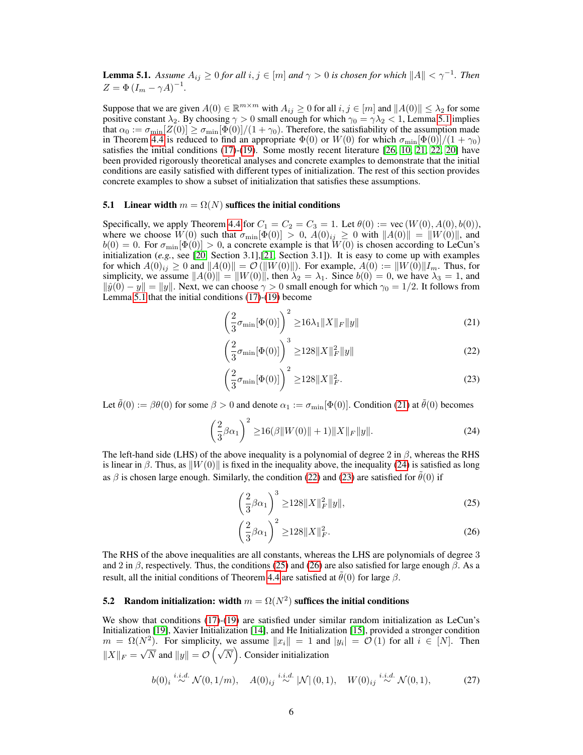**Lemma 5.1.** *Assume $A_{ij} \geq 0$ for all $i, j \in [m]$ and $\gamma > 0$ is chosen for which $\|A\| < \gamma^{-1}$. Then $Z = \Phi\left(I_m - \gamma A\right)^{-1}$.*

Suppose that we are given $A(0) \in \mathbb{R}^{m \times m}$ with $A_{ij} \geq 0$ for all $i, j \in [m]$ and $\|A(0)\| \leq \lambda_2$ for some positive constant $\lambda_2$. By choosing $\gamma > 0$ small enough for which $\gamma_0 = \gamma\lambda_2 < 1$, Lemma 5.1 implies that $\alpha_0 := \sigma_{\min}[Z(0)] \geq \sigma_{\min}[\Phi(0)]/(1 + \gamma_0)$. Therefore, the satisfiability of the assumption made in Theorem 4.4 is reduced to find an appropriate $\Phi(0)$ or $W(0)$ for which $\sigma_{\min}[\Phi(0)]/(1 + \gamma_0)$ satisfies the initial conditions (17)-(19). Some mostly recent literature [26, 10, 21, 22, 20] have been provided rigorously theoretical analyses and concrete examples to demonstrate that the initial conditions are easily satisfied with different types of initialization. The rest of this section provides concrete examples to show a subset of initialization that satisfies these assumptions.

### 5.1 Linear width $m = \Omega(N)$ suffices the initial conditions

Specifically, we apply Theorem 4.4 for $C_1 = C_2 = C_3 = 1$. Let $\theta(0) := \text{vec}\left(W(0), A(0), b(0)\right)$, where we choose $W(0)$ such that $\sigma_{\min}[\Phi(0)] > 0$, $A(0)_{ij} \geq 0$ with $\|A(0)\| = \|W(0)\|$, and $b(0) = 0$. For $\sigma_{\min}[\Phi(0)] > 0$, a concrete example is that $W(0)$ is chosen according to LeCun's initialization (*e.g.*, see [20, Section 3.1],[21, Section 3.1]). It is easy to come up with examples for which $A(0)_{ij} \geq 0$ and $\|A(0)\| = \mathcal{O}\left(\|W(0)\|\right)$. For example, $A(0) := \|W(0)\| I_m$. Thus, for simplicity, we assume $\|A(0)\| = \|W(0)\|$, then $\lambda_2 = \lambda_1$. Since $b(0) = 0$, we have $\lambda_3 = 1$, and $\|\hat{y}(0) - y\| = \|y\|$. Next, we can choose $\gamma > 0$ small enough for which $\gamma_0 = 1/2$. It follows from Lemma 5.1 that the initial conditions (17)-(19) become

$$\left(\frac{2}{3}\sigma_{\min}[\Phi(0)]\right)^2 \geq 16\lambda_1 \|X\|_F \|y\| \tag{21}$$

$$\left(\frac{2}{3}\sigma_{\min}[\Phi(0)]\right)^3 \geq 128\|X\|_F^2 \|y\| \tag{22}$$

$$\left(\frac{2}{3}\sigma_{\min}[\Phi(0)]\right)^2 \geq 128\|X\|_F^2. \tag{23}$$

Let $\tilde{\theta}(0) := \beta\theta(0)$ for some $\beta > 0$ and denote $\alpha_1 := \sigma_{\min}[\Phi(0)]$. Condition (21) at $\tilde{\theta}(0)$ becomes

$$\left(\frac{2}{3}\beta\alpha_1\right)^2 \geq 16(\beta\|W(0)\| + 1)\|X\|_F\|y\|. \tag{24}$$

The left-hand side (LHS) of the above inequality is a polynomial of degree 2 in $\beta$, whereas the RHS is linear in $\beta$. Thus, as $\|W(0)\|$ is fixed in the inequality above, the inequality (24) is satisfied as long as $\beta$ is chosen large enough. Similarly, the condition (22) and (23) are satisfied for $\tilde{\theta}(0)$ if

$$\left(\frac{2}{3}\beta\alpha_1\right)^3 \geq 128\|X\|_F^2\|y\|, \tag{25}$$

$$\left(\frac{2}{3}\beta\alpha_1\right)^2 \geq 128\|X\|_F^2. \tag{26}$$

The RHS of the above inequalities are all constants, whereas the LHS are polynomials of degree 3 and 2 in $\beta$, respectively. Thus, the conditions (25) and (26) are also satisfied for large enough $\beta$. As a result, all the initial conditions of Theorem 4.4 are satisfied at $\tilde{\theta}(0)$ for large $\beta$.

### 5.2 Random initialization: width $m = \Omega(N^2)$ suffices the initial conditions

We show that conditions (17)-(19) are satisfied under similar random initialization as LeCun's Initialization [19], Xavier Initialization [14], and He Initialization [15], provided a stronger condition $m = \Omega(N^2)$. For simplicity, we assume $\|x_i\| = 1$ and $|y_i| = \mathcal{O}(1)$ for all $i \in [N]$. Then $\|X\|_F = \sqrt{N}$ and $\|y\| = \mathcal{O}\left(\sqrt{N}\right)$. Consider initialization

$$b(0)_i \overset{i.i.d.}{\sim} \mathcal{N}(0, 1/m), \quad A(0)_{ij} \overset{i.i.d.}{\sim} |\mathcal{N}|(0, 1), \quad W(0)_{ij} \overset{i.i.d.}{\sim} \mathcal{N}(0, 1), \tag{27}$$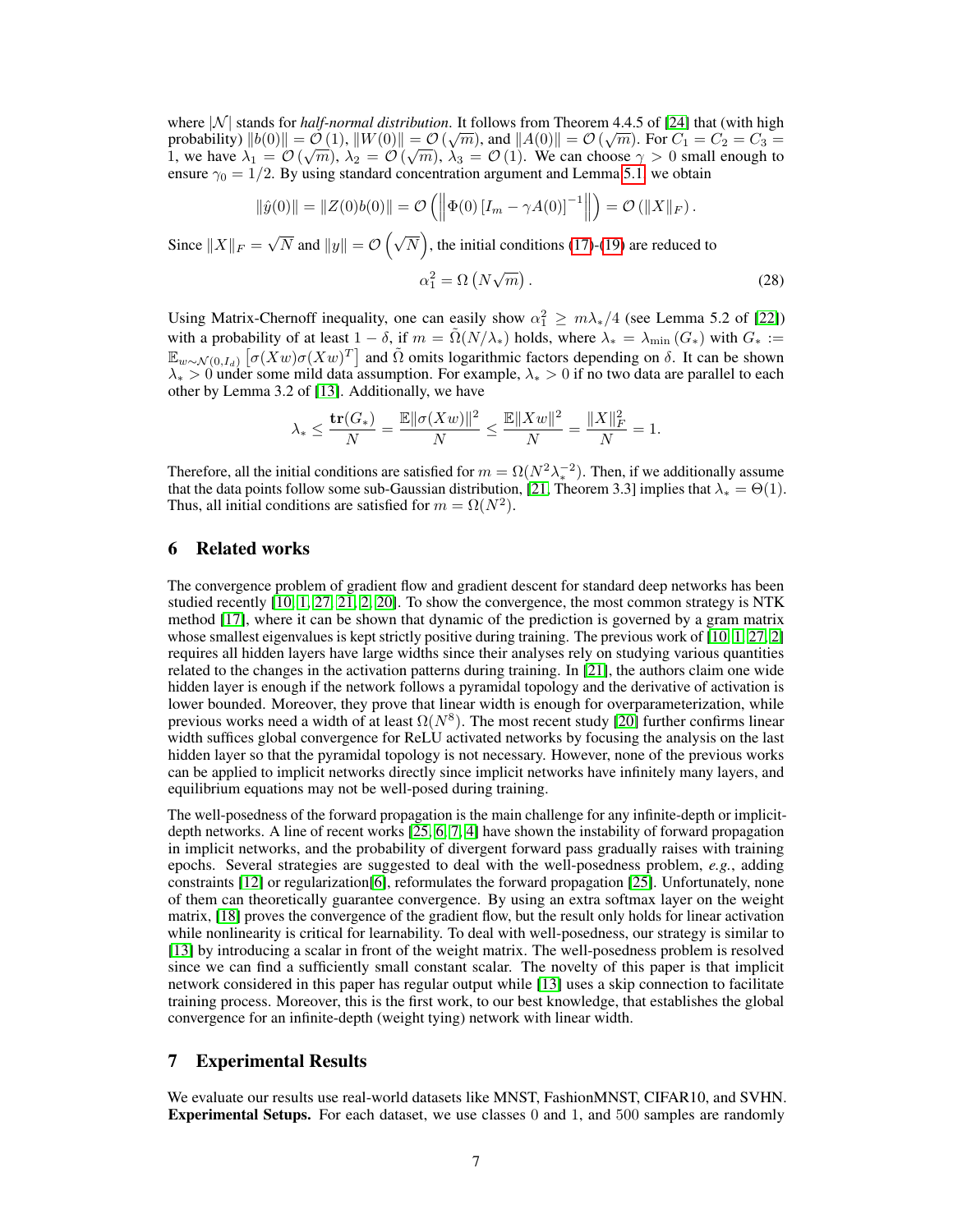where $|\mathcal{N}|$ stands for *half-normal distribution*. It follows from Theorem 4.4.5 of [24] that (with high probability) $\|b(0)\| = \mathcal{O}(1)$, $\|W(0)\| = \mathcal{O}(\sqrt{m})$, and $\|A(0)\| = \mathcal{O}(\sqrt{m})$. For $C_1 = C_2 = C_3 = 1$, we have $\lambda_1 = \mathcal{O}(\sqrt{m})$, $\lambda_2 = \mathcal{O}(\sqrt{m})$, $\lambda_3 = \mathcal{O}(1)$. We can choose $\gamma > 0$ small enough to ensure $\gamma_0 = 1/2$. By using standard concentration argument and Lemma 5.1, we obtain

$$\|\hat{y}(0)\| = \|Z(0)b(0)\| = \mathcal{O}\left(\left\|\Phi(0)\left[I_m - \gamma A(0)\right]^{-1}\right\|\right) = \mathcal{O}\left(\|X\|_F\right).$$

Since $\|X\|_F = \sqrt{N}$ and $\|y\| = \mathcal{O}\left(\sqrt{N}\right)$, the initial conditions (17)-(19) are reduced to

$$\alpha_1^2 = \Omega\left(N\sqrt{m}\right). \tag{28}$$

Using Matrix-Chernoff inequality, one can easily show $\alpha_1^2 \geq m\lambda_*/4$ (see Lemma 5.2 of [22]) with a probability of at least $1-\delta$, if $m = \tilde{\Omega}(N/\lambda_*)$ holds, where $\lambda_* = \lambda_{\min}(G_*)$ with $G_* := \mathbb{E}_{w\sim\mathcal{N}(0,I_d)}\left[\sigma(Xw)\sigma(Xw)^T\right]$ and $\tilde{\Omega}$ omits logarithmic factors depending on $\delta$. It can be shown $\lambda_* > 0$ under some mild data assumption. For example, $\lambda_* > 0$ if no two data are parallel to each other by Lemma 3.2 of [13]. Additionally, we have

$$\lambda_* \leq \frac{\mathbf{tr}(G_*)}{N} = \frac{\mathbb{E}\|\sigma(Xw)\|^2}{N} \leq \frac{\mathbb{E}\|Xw\|^2}{N} = \frac{\|X\|_F^2}{N} = 1.$$

Therefore, all the initial conditions are satisfied for $m = \Omega(N^2\lambda_*^{-2})$. Then, if we additionally assume that the data points follow some sub-Gaussian distribution, [21, Theorem 3.3] implies that $\lambda_* = \Theta(1)$. Thus, all initial conditions are satisfied for $m = \Omega(N^2)$.

## 6 Related works

The convergence problem of gradient flow and gradient descent for standard deep networks has been studied recently [10, 1, 27, 21, 2, 20]. To show the convergence, the most common strategy is NTK method [17], where it can be shown that dynamic of the prediction is governed by a gram matrix whose smallest eigenvalues is kept strictly positive during training. The previous work of [10, 1, 27, 2] requires all hidden layers have large widths since their analyses rely on studying various quantities related to the changes in the activation patterns during training. In [21], the authors claim one wide hidden layer is enough if the network follows a pyramidal topology and the derivative of activation is lower bounded. Moreover, they prove that linear width is enough for overparameterization, while previous works need a width of at least $\Omega(N^8)$. The most recent study [20] further confirms linear width suffices global convergence for ReLU activated networks by focusing the analysis on the last hidden layer so that the pyramidal topology is not necessary. However, none of the previous works can be applied to implicit networks directly since implicit networks have infinitely many layers, and equilibrium equations may not be well-posed during training.

The well-posedness of the forward propagation is the main challenge for any infinite-depth or implicit-depth networks. A line of recent works [25, 6, 7, 4] have shown the instability of forward propagation in implicit networks, and the probability of divergent forward pass gradually raises with training epochs. Several strategies are suggested to deal with the well-posedness problem, *e.g.*, adding constraints [12] or regularization[6], reformulates the forward propagation [25]. Unfortunately, none of them can theoretically guarantee convergence. By using an extra softmax layer on the weight matrix, [18] proves the convergence of the gradient flow, but the result only holds for linear activation while nonlinearity is critical for learnability. To deal with well-posedness, our strategy is similar to [13] by introducing a scalar in front of the weight matrix. The well-posedness problem is resolved since we can find a sufficiently small constant scalar. The novelty of this paper is that implicit network considered in this paper has regular output while [13] uses a skip connection to facilitate training process. Moreover, this is the first work, to our best knowledge, that establishes the global convergence for an infinite-depth (weight tying) network with linear width.

## 7 Experimental Results

We evaluate our results use real-world datasets like MNST, FashionMNST, CIFAR10, and SVHN. **Experimental Setups.** For each dataset, we use classes 0 and 1, and 500 samples are randomly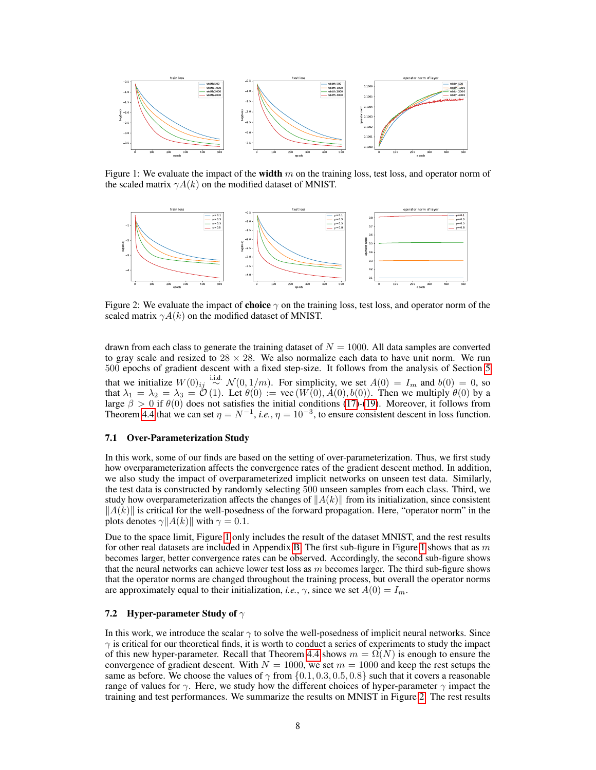Figure 1: We evaluate the impact of the **width** $m$ on the training loss, test loss, and operator norm of the scaled matrix $\gamma A(k)$ on the modified dataset of MNIST.

Figure 2: We evaluate the impact of **choice** $\gamma$ on the training loss, test loss, and operator norm of the scaled matrix $\gamma A(k)$ on the modified dataset of MNIST.

drawn from each class to generate the training dataset of $N = 1000$. All data samples are converted to gray scale and resized to $28 \times 28$. We also normalize each data to have unit norm. We run 500 epochs of gradient descent with a fixed step-size. It follows from the analysis of Section 5 that we initialize $W(0)_{ij} \overset{\text{i.i.d.}}{\sim} \mathcal{N}(0, 1/m)$. For simplicity, we set $A(0) = I_m$ and $b(0) = 0$, so that $\lambda_1 = \lambda_2 = \lambda_3 = \mathcal{O}(1)$. Let $\theta(0) := \text{vec}(W(0), A(0), b(0))$. Then we multiply $\theta(0)$ by a large $\beta > 0$ if $\theta(0)$ does not satisfies the initial conditions (17)-(19). Moreover, it follows from Theorem 4.4 that we can set $\eta = N^{-1}$, *i.e.*, $\eta = 10^{-3}$, to ensure consistent descent in loss function.

### 7.1 Over-Parameterization Study

In this work, some of our finds are based on the setting of over-parameterization. Thus, we first study how overparameterization affects the convergence rates of the gradient descent method. In addition, we also study the impact of overparameterized implicit networks on unseen test data. Similarly, the test data is constructed by randomly selecting 500 unseen samples from each class. Third, we study how overparameterization affects the changes of $\|A(k)\|$ from its initialization, since consistent $\|A(k)\|$ is critical for the well-posedness of the forward propagation. Here, "operator norm" in the plots denotes $\gamma\|A(k)\|$ with $\gamma = 0.1$.

Due to the space limit, Figure 1 only includes the result of the dataset MNIST, and the rest results for other real datasets are included in Appendix B. The first sub-figure in Figure 1 shows that as $m$ becomes larger, better convergence rates can be observed. Accordingly, the second sub-figure shows that the neural networks can achieve lower test loss as $m$ becomes larger. The third sub-figure shows that the operator norms are changed throughout the training process, but overall the operator norms are approximately equal to their initialization, *i.e.*, $\gamma$, since we set $A(0) = I_m$.

### 7.2 Hyper-parameter Study of $\gamma$

In this work, we introduce the scalar $\gamma$ to solve the well-posedness of implicit neural networks. Since $\gamma$ is critical for our theoretical finds, it is worth to conduct a series of experiments to study the impact of this new hyper-parameter. Recall that Theorem 4.4 shows $m = \Omega(N)$ is enough to ensure the convergence of gradient descent. With $N = 1000$, we set $m = 1000$ and keep the rest setups the same as before. We choose the values of $\gamma$ from $\{0.1, 0.3, 0.5, 0.8\}$ such that it covers a reasonable range of values for $\gamma$. Here, we study how the different choices of hyper-parameter $\gamma$ impact the training and test performances. We summarize the results on MNIST in Figure 2. The rest results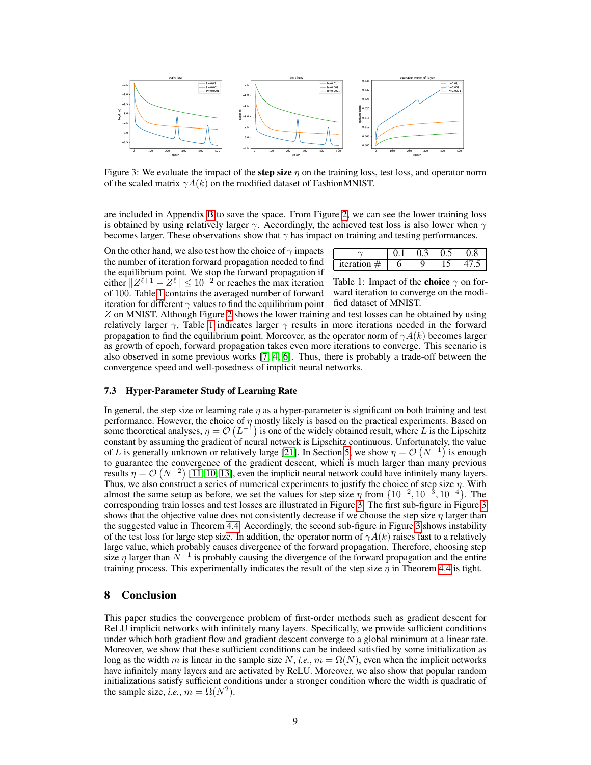Figure 3: We evaluate the impact of the **step size** $\eta$ on the training loss, test loss, and operator norm of the scaled matrix $\gamma A(k)$ on the modified dataset of FashionMNIST.

are included in Appendix B to save the space. From Figure 2, we can see the lower training loss is obtained by using relatively larger $\gamma$. Accordingly, the achieved test loss is also lower when $\gamma$ becomes larger. These observations show that $\gamma$ has impact on training and testing performances.

On the other hand, we also test how the choice of $\gamma$ impacts the number of iteration forward propagation needed to find the equilibrium point. We stop the forward propagation if either $\|Z^{\ell+1} - Z^{\ell}\| \leq 10^{-2}$ or reaches the max iteration of 100. Table 1 contains the averaged number of forward iteration for different $\gamma$ values to find the equilibrium point $Z$ on MNIST. Although Figure 2 shows the lower training and test losses can be obtained by using relatively larger $\gamma$, Table 1 indicates larger $\gamma$ results in more iterations needed in the forward propagation to find the equilibrium point. Moreover, as the operator norm of $\gamma A(k)$ becomes larger as growth of epoch, forward propagation takes even more iterations to converge. This scenario is also observed in some previous works [7, 4, 6]. Thus, there is probably a trade-off between the convergence speed and well-posedness of implicit neural networks.

| $\gamma$ | 0.1 | 0.3 | 0.5 | 0.8 |
|---|---|---|---|---|
| iteration # | 6 | 9 | 15 | 47.5 |

Table 1: Impact of the **choice** $\gamma$ on forward iteration to converge on the modified dataset of MNIST.

### 7.3 Hyper-Parameter Study of Learning Rate

In general, the step size or learning rate $\eta$ as a hyper-parameter is significant on both training and test performance. However, the choice of $\eta$ mostly likely is based on the practical experiments. Based on some theoretical analyses, $\eta = \mathcal{O}\left(L^{-1}\right)$ is one of the widely obtained result, where $L$ is the Lipschitz constant by assuming the gradient of neural network is Lipschitz continuous. Unfortunately, the value of $L$ is generally unknown or relatively large [21]. In Section 5, we show $\eta = \mathcal{O}\left(N^{-1}\right)$ is enough to guarantee the convergence of the gradient descent, which is much larger than many previous results $\eta = \mathcal{O}\left(N^{-2}\right)$ [11, 10, 13], even the implicit neural network could have infinitely many layers. Thus, we also construct a series of numerical experiments to justify the choice of step size $\eta$. With almost the same setup as before, we set the values for step size $\eta$ from $\{10^{-2}, 10^{-3}, 10^{-4}\}$. The corresponding train losses and test losses are illustrated in Figure 3. The first sub-figure in Figure 3 shows that the objective value does not consistently decrease if we choose the step size $\eta$ larger than the suggested value in Theorem 4.4. Accordingly, the second sub-figure in Figure 3 shows instability of the test loss for large step size. In addition, the operator norm of $\gamma A(k)$ raises fast to a relatively large value, which probably causes divergence of the forward propagation. Therefore, choosing step size $\eta$ larger than $N^{-1}$ is probably causing the divergence of the forward propagation and the entire training process. This experimentally indicates the result of the step size $\eta$ in Theorem 4.4 is tight.

## 8 Conclusion

This paper studies the convergence problem of first-order methods such as gradient descent for ReLU implicit networks with infinitely many layers. Specifically, we provide sufficient conditions under which both gradient flow and gradient descent converge to a global minimum at a linear rate. Moreover, we show that these sufficient conditions can be indeed satisfied by some initialization as long as the width $m$ is linear in the sample size $N$, *i.e.*, $m = \Omega(N)$, even when the implicit networks have infinitely many layers and are activated by ReLU. Moreover, we also show that popular random initializations satisfy sufficient conditions under a stronger condition where the width is quadratic of the sample size, *i.e.*, $m = \Omega(N^2)$.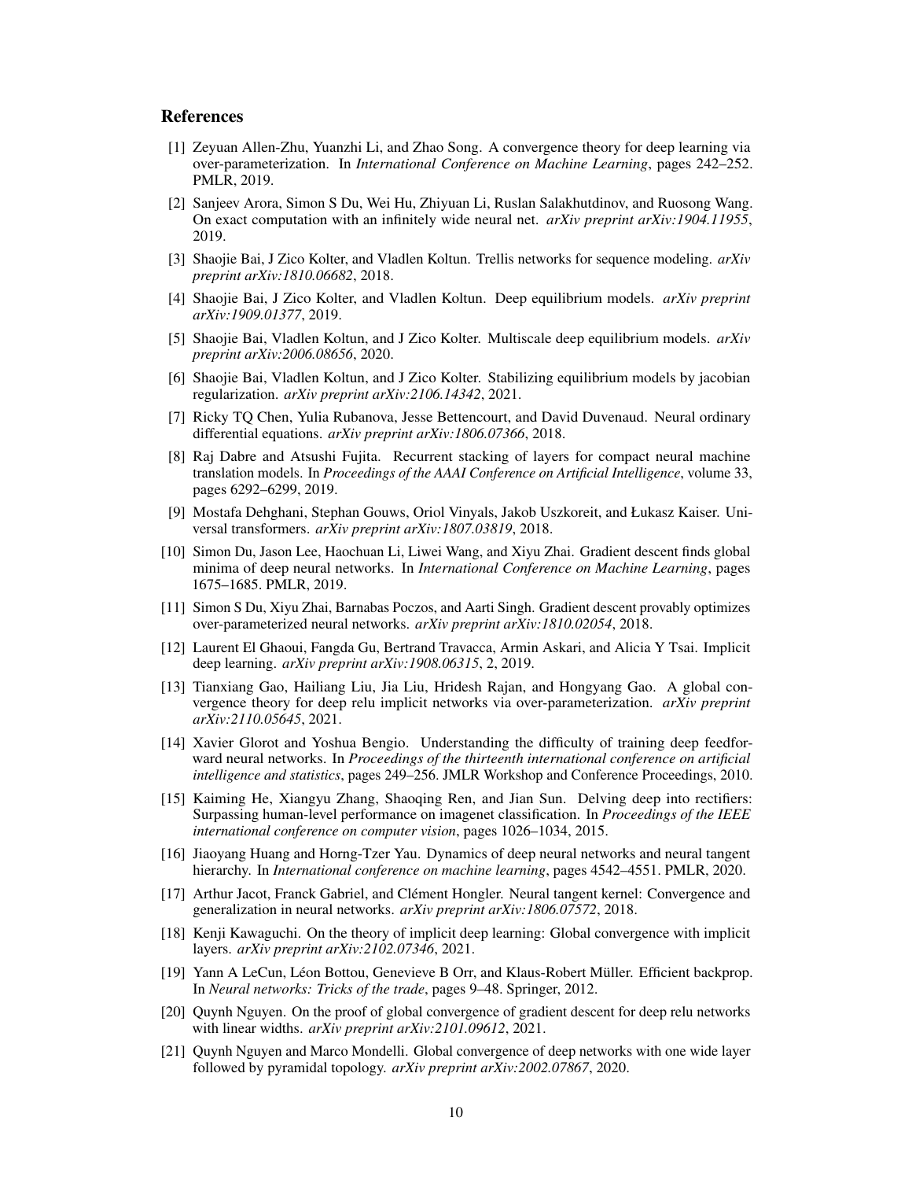## References

[1] Zeyuan Allen-Zhu, Yuanzhi Li, and Zhao Song. A convergence theory for deep learning via over-parameterization. In *International Conference on Machine Learning*, pages 242–252. PMLR, 2019.

[2] Sanjeev Arora, Simon S Du, Wei Hu, Zhiyuan Li, Ruslan Salakhutdinov, and Ruosong Wang. On exact computation with an infinitely wide neural net. *arXiv preprint arXiv:1904.11955*, 2019.

[3] Shaojie Bai, J Zico Kolter, and Vladlen Koltun. Trellis networks for sequence modeling. *arXiv preprint arXiv:1810.06682*, 2018.

[4] Shaojie Bai, J Zico Kolter, and Vladlen Koltun. Deep equilibrium models. *arXiv preprint arXiv:1909.01377*, 2019.

[5] Shaojie Bai, Vladlen Koltun, and J Zico Kolter. Multiscale deep equilibrium models. *arXiv preprint arXiv:2006.08656*, 2020.

[6] Shaojie Bai, Vladlen Koltun, and J Zico Kolter. Stabilizing equilibrium models by jacobian regularization. *arXiv preprint arXiv:2106.14342*, 2021.

[7] Ricky TQ Chen, Yulia Rubanova, Jesse Bettencourt, and David Duvenaud. Neural ordinary differential equations. *arXiv preprint arXiv:1806.07366*, 2018.

[8] Raj Dabre and Atsushi Fujita. Recurrent stacking of layers for compact neural machine translation models. In *Proceedings of the AAAI Conference on Artificial Intelligence*, volume 33, pages 6292–6299, 2019.

[9] Mostafa Dehghani, Stephan Gouws, Oriol Vinyals, Jakob Uszkoreit, and Łukasz Kaiser. Universal transformers. *arXiv preprint arXiv:1807.03819*, 2018.

[10] Simon Du, Jason Lee, Haochuan Li, Liwei Wang, and Xiyu Zhai. Gradient descent finds global minima of deep neural networks. In *International Conference on Machine Learning*, pages 1675–1685. PMLR, 2019.

[11] Simon S Du, Xiyu Zhai, Barnabas Poczos, and Aarti Singh. Gradient descent provably optimizes over-parameterized neural networks. *arXiv preprint arXiv:1810.02054*, 2018.

[12] Laurent El Ghaoui, Fangda Gu, Bertrand Travacca, Armin Askari, and Alicia Y Tsai. Implicit deep learning. *arXiv preprint arXiv:1908.06315*, 2, 2019.

[13] Tianxiang Gao, Hailiang Liu, Jia Liu, Hridesh Rajan, and Hongyang Gao. A global convergence theory for deep relu implicit networks via over-parameterization. *arXiv preprint arXiv:2110.05645*, 2021.

[14] Xavier Glorot and Yoshua Bengio. Understanding the difficulty of training deep feedforward neural networks. In *Proceedings of the thirteenth international conference on artificial intelligence and statistics*, pages 249–256. JMLR Workshop and Conference Proceedings, 2010.

[15] Kaiming He, Xiangyu Zhang, Shaoqing Ren, and Jian Sun. Delving deep into rectifiers: Surpassing human-level performance on imagenet classification. In *Proceedings of the IEEE international conference on computer vision*, pages 1026–1034, 2015.

[16] Jiaoyang Huang and Horng-Tzer Yau. Dynamics of deep neural networks and neural tangent hierarchy. In *International conference on machine learning*, pages 4542–4551. PMLR, 2020.

[17] Arthur Jacot, Franck Gabriel, and Clément Hongler. Neural tangent kernel: Convergence and generalization in neural networks. *arXiv preprint arXiv:1806.07572*, 2018.

[18] Kenji Kawaguchi. On the theory of implicit deep learning: Global convergence with implicit layers. *arXiv preprint arXiv:2102.07346*, 2021.

[19] Yann A LeCun, Léon Bottou, Genevieve B Orr, and Klaus-Robert Müller. Efficient backprop. In *Neural networks: Tricks of the trade*, pages 9–48. Springer, 2012.

[20] Quynh Nguyen. On the proof of global convergence of gradient descent for deep relu networks with linear widths. *arXiv preprint arXiv:2101.09612*, 2021.

[21] Quynh Nguyen and Marco Mondelli. Global convergence of deep networks with one wide layer followed by pyramidal topology. *arXiv preprint arXiv:2002.07867*, 2020.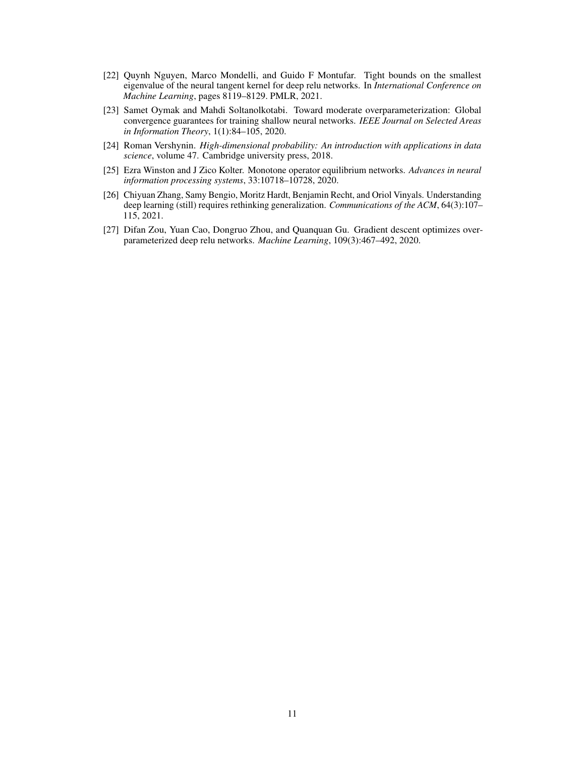[22] Quynh Nguyen, Marco Mondelli, and Guido F Montufar. Tight bounds on the smallest eigenvalue of the neural tangent kernel for deep relu networks. In *International Conference on Machine Learning*, pages 8119–8129. PMLR, 2021.

[23] Samet Oymak and Mahdi Soltanolkotabi. Toward moderate overparameterization: Global convergence guarantees for training shallow neural networks. *IEEE Journal on Selected Areas in Information Theory*, 1(1):84–105, 2020.

[24] Roman Vershynin. *High-dimensional probability: An introduction with applications in data science*, volume 47. Cambridge university press, 2018.

[25] Ezra Winston and J Zico Kolter. Monotone operator equilibrium networks. *Advances in neural information processing systems*, 33:10718–10728, 2020.

[26] Chiyuan Zhang, Samy Bengio, Moritz Hardt, Benjamin Recht, and Oriol Vinyals. Understanding deep learning (still) requires rethinking generalization. *Communications of the ACM*, 64(3):107–115, 2021.

[27] Difan Zou, Yuan Cao, Dongruo Zhou, and Quanquan Gu. Gradient descent optimizes over-parameterized deep relu networks. *Machine Learning*, 109(3):467–492, 2020.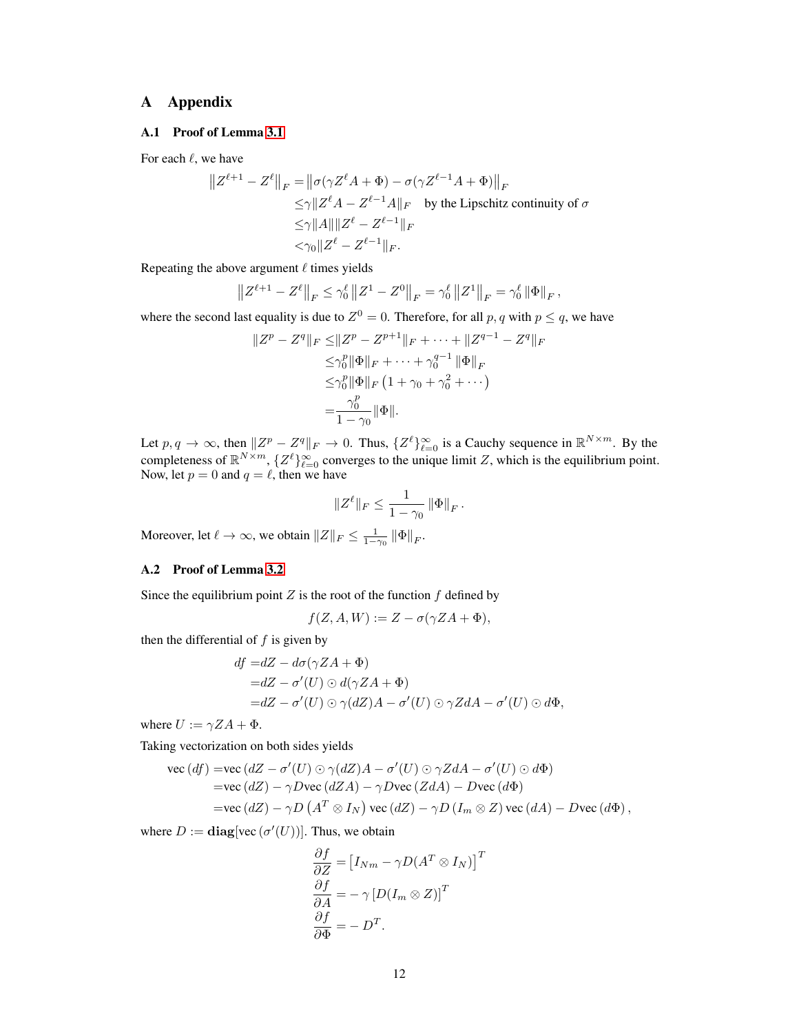# A Appendix

## A.1 Proof of Lemma 3.1

For each $\ell$, we have

$$
\begin{aligned}
\left\|Z^{\ell+1} - Z^{\ell}\right\|_F =& \left\|\sigma(\gamma Z^{\ell} A + \Phi) - \sigma(\gamma Z^{\ell-1} A + \Phi)\right\|_F \\
\leq& \gamma \|Z^{\ell} A - Z^{\ell-1} A\|_F \quad \text{by the Lipschitz continuity of } \sigma \\
\leq& \gamma \|A\| \|Z^{\ell} - Z^{\ell-1}\|_F \\
<& \gamma_0 \|Z^{\ell} - Z^{\ell-1}\|_F.
\end{aligned}
$$

Repeating the above argument $\ell$ times yields

$$
\left\|Z^{\ell+1} - Z^{\ell}\right\|_F \leq \gamma_0^{\ell} \left\|Z^1 - Z^0\right\|_F = \gamma_0^{\ell} \left\|Z^1\right\|_F = \gamma_0^{\ell} \left\|\Phi\right\|_F,
$$

where the second last equality is due to $Z^0 = 0$. Therefore, for all $p, q$ with $p \leq q$, we have

$$
\begin{aligned}
\|Z^p - Z^q\|_F \leq& \|Z^p - Z^{p+1}\|_F + \cdots + \|Z^{q-1} - Z^q\|_F \\
\leq& \gamma_0^p \|\Phi\|_F + \cdots + \gamma_0^{q-1} \left\|\Phi\right\|_F \\
\leq& \gamma_0^p \|\Phi\|_F \left(1 + \gamma_0 + \gamma_0^2 + \cdots\right) \\
=& \frac{\gamma_0^p}{1 - \gamma_0} \|\Phi\|.
\end{aligned}
$$

Let $p, q \to \infty$, then $\|Z^p - Z^q\|_F \to 0$. Thus, $\{Z^{\ell}\}_{\ell=0}^{\infty}$ is a Cauchy sequence in $\mathbb{R}^{N \times m}$. By the completeness of $\mathbb{R}^{N \times m}$, $\{Z^{\ell}\}_{\ell=0}^{\infty}$ converges to the unique limit $Z$, which is the equilibrium point. Now, let $p = 0$ and $q = \ell$, then we have

$$
\|Z^{\ell}\|_F \leq \frac{1}{1 - \gamma_0} \left\|\Phi\right\|_F.
$$

Moreover, let $\ell \to \infty$, we obtain $\|Z\|_F \leq \frac{1}{1-\gamma_0} \left\|\Phi\right\|_F$.

## A.2 Proof of Lemma 3.2

Since the equilibrium point $Z$ is the root of the function $f$ defined by

$$
f(Z, A, W) := Z - \sigma(\gamma Z A + \Phi),
$$

then the differential of $f$ is given by

$$
\begin{aligned}
df =& dZ - d\sigma(\gamma Z A + \Phi) \\
=& dZ - \sigma'(U) \odot d(\gamma Z A + \Phi) \\
=& dZ - \sigma'(U) \odot \gamma (dZ) A - \sigma'(U) \odot \gamma Z dA - \sigma'(U) \odot d\Phi,
\end{aligned}
$$

where $U := \gamma Z A + \Phi$.

Taking vectorization on both sides yields

$$
\begin{aligned}
\operatorname{vec}(df) =& \operatorname{vec}\left(dZ - \sigma'(U) \odot \gamma (dZ) A - \sigma'(U) \odot \gamma Z dA - \sigma'(U) \odot d\Phi\right) \\
=& \operatorname{vec}(dZ) - \gamma D \operatorname{vec}(dZ A) - \gamma D \operatorname{vec}(Z dA) - D \operatorname{vec}(d\Phi) \\
=& \operatorname{vec}(dZ) - \gamma D \left(A^T \otimes I_N\right) \operatorname{vec}(dZ) - \gamma D \left(I_m \otimes Z\right) \operatorname{vec}(dA) - D \operatorname{vec}(d\Phi),
\end{aligned}
$$

where $D := \mathbf{diag}[\operatorname{vec}(\sigma'(U))]$. Thus, we obtain

$$
\begin{aligned}
\frac{\partial f}{\partial Z} =& \left[I_{Nm} - \gamma D (A^T \otimes I_N)\right]^T \\
\frac{\partial f}{\partial A} =& -\gamma \left[D (I_m \otimes Z)\right]^T \\
\frac{\partial f}{\partial \Phi} =& -D^T.
\end{aligned}
$$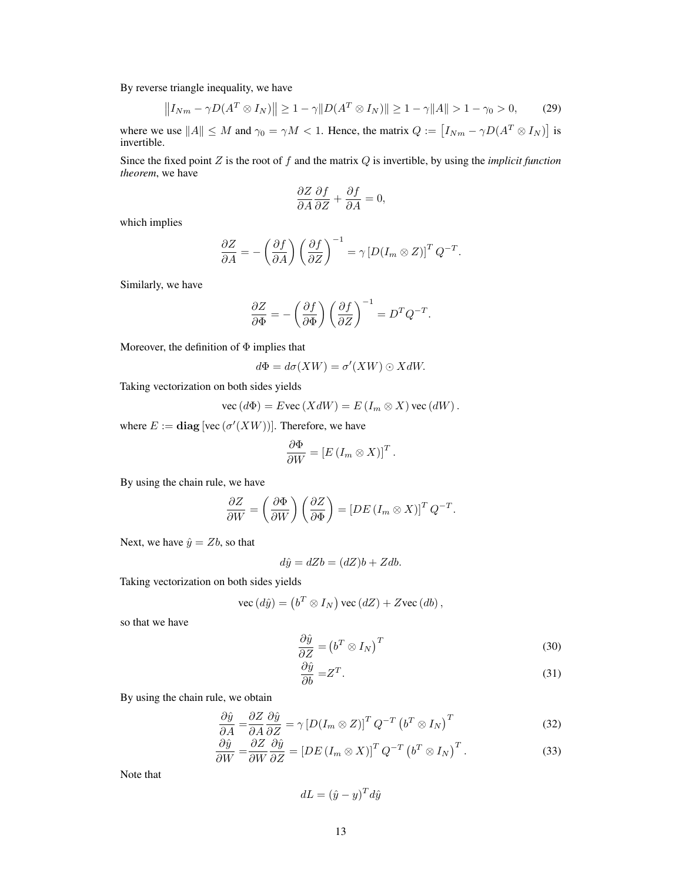By reverse triangle inequality, we have

$$
\left\| I_{Nm} - \gamma D(A^T \otimes I_N) \right\| \geq 1 - \gamma \| D(A^T \otimes I_N) \| \geq 1 - \gamma \|A\| > 1 - \gamma_0 > 0, \tag{29}
$$

where we use $\|A\| \leq M$ and $\gamma_0 = \gamma M < 1$. Hence, the matrix $Q := \left[ I_{Nm} - \gamma D(A^T \otimes I_N) \right]$ is invertible.

Since the fixed point $Z$ is the root of $f$ and the matrix $Q$ is invertible, by using the *implicit function theorem*, we have

$$
\frac{\partial Z}{\partial A} \frac{\partial f}{\partial Z} + \frac{\partial f}{\partial A} = 0,
$$

which implies

$$
\frac{\partial Z}{\partial A} = - \left( \frac{\partial f}{\partial A} \right) \left( \frac{\partial f}{\partial Z} \right)^{-1} = \gamma \left[ D(I_m \otimes Z) \right]^T Q^{-T}.
$$

Similarly, we have

$$
\frac{\partial Z}{\partial \Phi} = - \left( \frac{\partial f}{\partial \Phi} \right) \left( \frac{\partial f}{\partial Z} \right)^{-1} = D^T Q^{-T}.
$$

Moreover, the definition of $\Phi$ implies that

$$
d\Phi = d\sigma(XW) = \sigma'(XW) \odot X dW.
$$

Taking vectorization on both sides yields

$$
\text{vec}\left( d\Phi \right) = E \text{vec}\left( X dW \right) = E \left( I_m \otimes X \right) \text{vec}\left( dW \right).
$$

where $E := \mathbf{diag}\left[ \text{vec}\left( \sigma'(XW) \right) \right]$. Therefore, we have

$$
\frac{\partial \Phi}{\partial W} = \left[ E \left( I_m \otimes X \right) \right]^T.
$$

By using the chain rule, we have

$$
\frac{\partial Z}{\partial W} = \left( \frac{\partial \Phi}{\partial W} \right) \left( \frac{\partial Z}{\partial \Phi} \right) = \left[ DE \left( I_m \otimes X \right) \right]^T Q^{-T}.
$$

Next, we have $\hat{y} = Zb$, so that

$$
d\hat{y} = dZb = (dZ)b + Zdb.
$$

Taking vectorization on both sides yields

$$
\text{vec}\left( d\hat{y} \right) = \left( b^T \otimes I_N \right) \text{vec}\left( dZ \right) + Z \text{vec}\left( db \right),
$$

so that we have

$$
\frac{\partial \hat{y}}{\partial Z} = \left( b^T \otimes I_N \right)^T \tag{30}
$$

$$
\frac{\partial \hat{y}}{\partial b} = Z^T. \tag{31}
$$

By using the chain rule, we obtain

$$
\frac{\partial \hat{y}}{\partial A} = \frac{\partial Z}{\partial A} \frac{\partial \hat{y}}{\partial Z} = \gamma \left[ D(I_m \otimes Z) \right]^T Q^{-T} \left( b^T \otimes I_N \right)^T \tag{32}
$$

$$
\frac{\partial \hat{y}}{\partial W} = \frac{\partial Z}{\partial W} \frac{\partial \hat{y}}{\partial Z} = \left[ DE \left( I_m \otimes X \right) \right]^T Q^{-T} \left( b^T \otimes I_N \right)^T. \tag{33}
$$

Note that

$$
dL = (\hat{y} - y)^T d\hat{y}
$$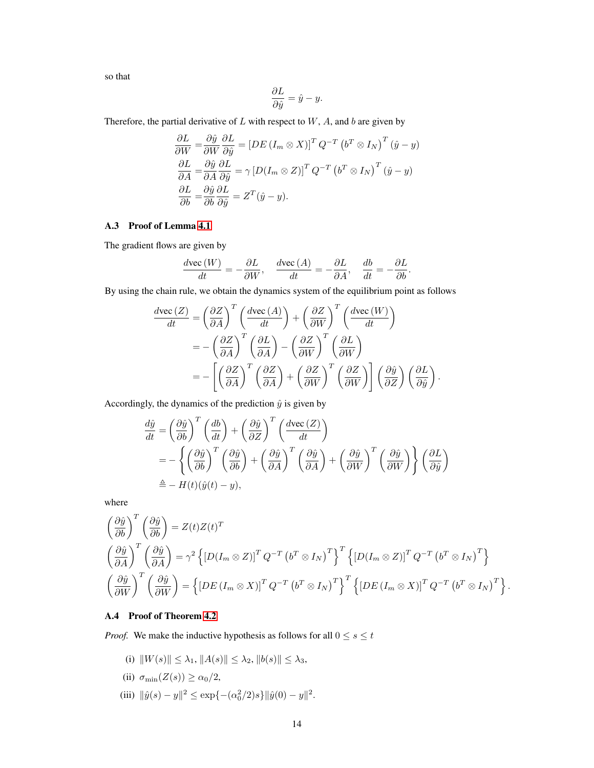so that

$$\frac{\partial L}{\partial \hat{y}} = \hat{y} - y.$$

Therefore, the partial derivative of $L$ with respect to $W$, $A$, and $b$ are given by

$$\begin{aligned}
\frac{\partial L}{\partial W} &= \frac{\partial \hat{y}}{\partial W} \frac{\partial L}{\partial \hat{y}} = \left[DE\left(I_m \otimes X\right)\right]^T Q^{-T} \left(b^T \otimes I_N\right)^T (\hat{y} - y) \\
\frac{\partial L}{\partial A} &= \frac{\partial \hat{y}}{\partial A} \frac{\partial L}{\partial \hat{y}} = \gamma \left[D(I_m \otimes Z)\right]^T Q^{-T} \left(b^T \otimes I_N\right)^T (\hat{y} - y) \\
\frac{\partial L}{\partial b} &= \frac{\partial \hat{y}}{\partial b} \frac{\partial L}{\partial \hat{y}} = Z^T (\hat{y} - y).
\end{aligned}$$

### A.3 Proof of Lemma 4.1

The gradient flows are given by

$$\frac{d\mathrm{vec}\,(W)}{dt} = -\frac{\partial L}{\partial W}, \quad \frac{d\mathrm{vec}\,(A)}{dt} = -\frac{\partial L}{\partial A}, \quad \frac{db}{dt} = -\frac{\partial L}{\partial b}.$$

By using the chain rule, we obtain the dynamics system of the equilibrium point as follows

$$\begin{aligned}
\frac{d\mathrm{vec}\,(Z)}{dt} &= \left(\frac{\partial Z}{\partial A}\right)^T \left(\frac{d\mathrm{vec}\,(A)}{dt}\right) + \left(\frac{\partial Z}{\partial W}\right)^T \left(\frac{d\mathrm{vec}\,(W)}{dt}\right) \\
&= -\left(\frac{\partial Z}{\partial A}\right)^T \left(\frac{\partial L}{\partial A}\right) - \left(\frac{\partial Z}{\partial W}\right)^T \left(\frac{\partial L}{\partial W}\right) \\
&= -\left[\left(\frac{\partial Z}{\partial A}\right)^T \left(\frac{\partial Z}{\partial A}\right) + \left(\frac{\partial Z}{\partial W}\right)^T \left(\frac{\partial Z}{\partial W}\right)\right] \left(\frac{\partial \hat{y}}{\partial Z}\right) \left(\frac{\partial L}{\partial \hat{y}}\right).
\end{aligned}$$

Accordingly, the dynamics of the prediction $\hat{y}$ is given by

$$\begin{aligned}
\frac{d\hat{y}}{dt} &= \left(\frac{\partial \hat{y}}{\partial b}\right)^T \left(\frac{db}{dt}\right) + \left(\frac{\partial \hat{y}}{\partial Z}\right)^T \left(\frac{d\mathrm{vec}\,(Z)}{dt}\right) \\
&= -\left\{\left(\frac{\partial \hat{y}}{\partial b}\right)^T \left(\frac{\partial \hat{y}}{\partial b}\right) + \left(\frac{\partial \hat{y}}{\partial A}\right)^T \left(\frac{\partial \hat{y}}{\partial A}\right) + \left(\frac{\partial \hat{y}}{\partial W}\right)^T \left(\frac{\partial \hat{y}}{\partial W}\right)\right\} \left(\frac{\partial L}{\partial \hat{y}}\right) \\
&\triangleq -H(t)(\hat{y}(t) - y),
\end{aligned}$$

where

$$\begin{aligned}
&\left(\frac{\partial \hat{y}}{\partial b}\right)^T \left(\frac{\partial \hat{y}}{\partial b}\right) = Z(t)Z(t)^T \\
&\left(\frac{\partial \hat{y}}{\partial A}\right)^T \left(\frac{\partial \hat{y}}{\partial A}\right) = \gamma^2 \left\{\left[D(I_m \otimes Z)\right]^T Q^{-T} \left(b^T \otimes I_N\right)^T\right\}^T \left\{\left[D(I_m \otimes Z)\right]^T Q^{-T} \left(b^T \otimes I_N\right)^T\right\} \\
&\left(\frac{\partial \hat{y}}{\partial W}\right)^T \left(\frac{\partial \hat{y}}{\partial W}\right) = \left\{\left[DE\left(I_m \otimes X\right)\right]^T Q^{-T} \left(b^T \otimes I_N\right)^T\right\}^T \left\{\left[DE\left(I_m \otimes X\right)\right]^T Q^{-T} \left(b^T \otimes I_N\right)^T\right\}.
\end{aligned}$$

### A.4 Proof of Theorem 4.2

*Proof.* We make the inductive hypothesis as follows for all $0 \leq s \leq t$

(i) $\|W(s)\| \leq \lambda_1$, $\|A(s)\| \leq \lambda_2$, $\|b(s)\| \leq \lambda_3$,

(ii) $\sigma_{\min}(Z(s)) \geq \alpha_0/2$,

(iii) $\|\hat{y}(s) - y\|^2 \leq \exp\{-(\alpha_0^2/2)s\}\|\hat{y}(0) - y\|^2$.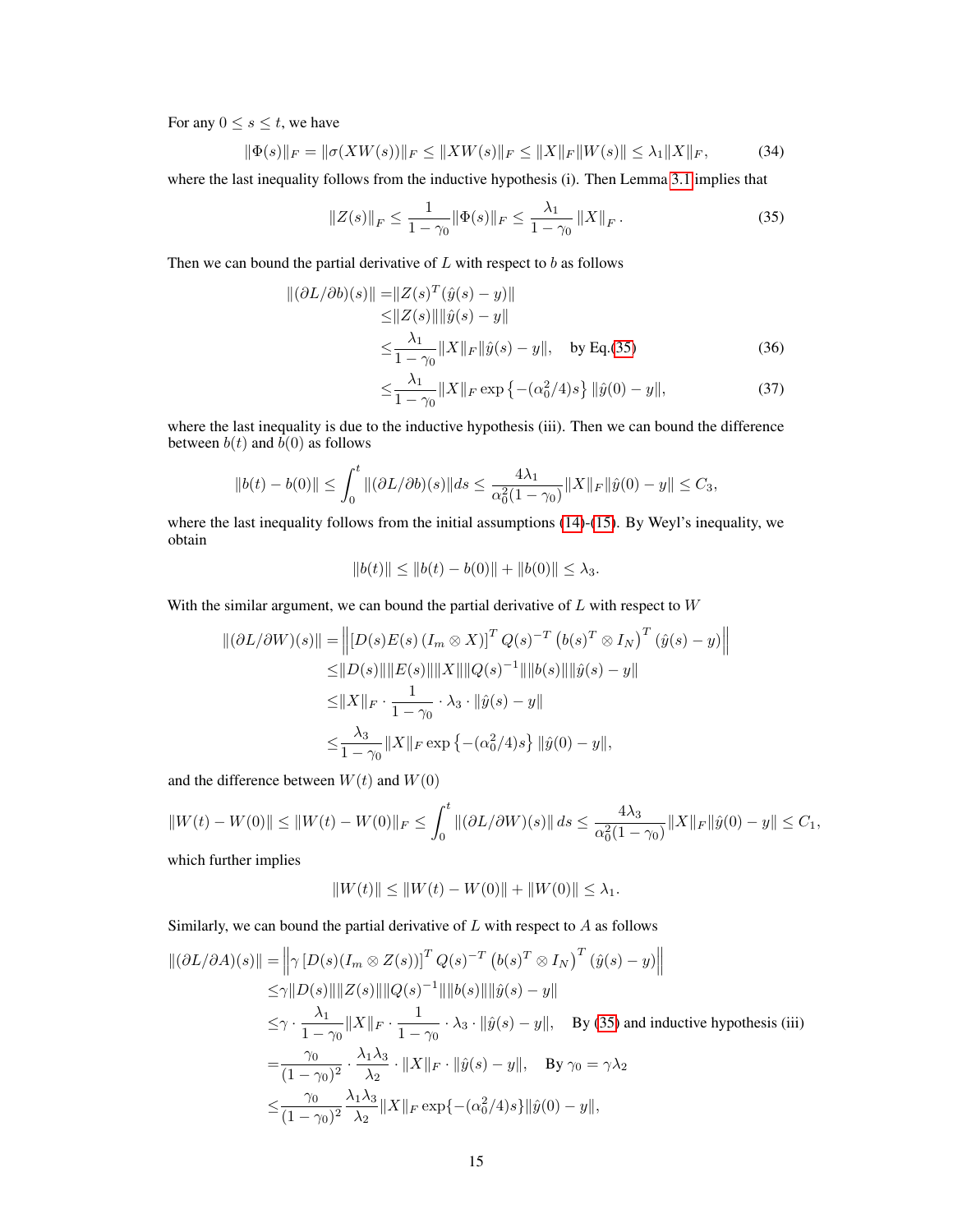For any $0 \leq s \leq t$, we have

$$\|\Phi(s)\|_F = \|\sigma(XW(s))\|_F \leq \|XW(s)\|_F \leq \|X\|_F \|W(s)\| \leq \lambda_1 \|X\|_F, \tag{34}$$

where the last inequality follows from the inductive hypothesis (i). Then Lemma 3.1 implies that

$$\|Z(s)\|_F \leq \frac{1}{1-\gamma_0} \|\Phi(s)\|_F \leq \frac{\lambda_1}{1-\gamma_0} \|X\|_F. \tag{35}$$

Then we can bound the partial derivative of $L$ with respect to $b$ as follows

$$\begin{aligned}
\|(\partial L/\partial b)(s)\| =& \|Z(s)^T (\hat{y}(s) - y)\| \\
\leq& \|Z(s)\| \|\hat{y}(s) - y\| \\
\leq& \frac{\lambda_1}{1-\gamma_0} \|X\|_F \|\hat{y}(s) - y\|, \quad \text{by Eq.(35)} \qquad (36)\\
\leq& \frac{\lambda_1}{1-\gamma_0} \|X\|_F \exp\left\{-(\alpha_0^2/4)s\right\} \|\hat{y}(0) - y\|, \qquad (37)
\end{aligned}$$

where the last inequality is due to the inductive hypothesis (iii). Then we can bound the difference between $b(t)$ and $b(0)$ as follows

$$\|b(t) - b(0)\| \leq \int_0^t \|(\partial L/\partial b)(s)\| ds \leq \frac{4\lambda_1}{\alpha_0^2(1-\gamma_0)} \|X\|_F \|\hat{y}(0) - y\| \leq C_3,$$

where the last inequality follows from the initial assumptions (14)-(15). By Weyl's inequality, we obtain

$$\|b(t)\| \leq \|b(t) - b(0)\| + \|b(0)\| \leq \lambda_3.$$

With the similar argument, we can bound the partial derivative of $L$ with respect to $W$

$$\begin{aligned}
\|(\partial L/\partial W)(s)\| =& \left\| \left[D(s)E(s)\left(I_m \otimes X\right)\right]^T Q(s)^{-T} \left(b(s)^T \otimes I_N\right)^T (\hat{y}(s) - y) \right\| \\
\leq& \|D(s)\| \|E(s)\| \|X\| \|Q(s)^{-1}\| \|b(s)\| \|\hat{y}(s) - y\| \\
\leq& \|X\|_F \cdot \frac{1}{1-\gamma_0} \cdot \lambda_3 \cdot \|\hat{y}(s) - y\| \\
\leq& \frac{\lambda_3}{1-\gamma_0} \|X\|_F \exp\left\{-(\alpha_0^2/4)s\right\} \|\hat{y}(0) - y\|,
\end{aligned}$$

and the difference between $W(t)$ and $W(0)$

$$\|W(t) - W(0)\| \leq \|W(t) - W(0)\|_F \leq \int_0^t \|(\partial L/\partial W)(s)\| ds \leq \frac{4\lambda_3}{\alpha_0^2(1-\gamma_0)} \|X\|_F \|\hat{y}(0) - y\| \leq C_1,$$

which further implies

$$\|W(t)\| \leq \|W(t) - W(0)\| + \|W(0)\| \leq \lambda_1.$$

Similarly, we can bound the partial derivative of $L$ with respect to $A$ as follows

$$\begin{aligned}
\|(\partial L/\partial A)(s)\| =& \left\| \gamma \left[D(s)(I_m \otimes Z(s))\right]^T Q(s)^{-T} \left(b(s)^T \otimes I_N\right)^T (\hat{y}(s) - y) \right\| \\
\leq& \gamma \|D(s)\| \|Z(s)\| \|Q(s)^{-1}\| \|b(s)\| \|\hat{y}(s) - y\| \\
\leq& \gamma \cdot \frac{\lambda_1}{1-\gamma_0} \|X\|_F \cdot \frac{1}{1-\gamma_0} \cdot \lambda_3 \cdot \|\hat{y}(s) - y\|, \quad \text{By (35) and inductive hypothesis (iii)} \\
=& \frac{\gamma_0}{(1-\gamma_0)^2} \cdot \frac{\lambda_1 \lambda_3}{\lambda_2} \cdot \|X\|_F \cdot \|\hat{y}(s) - y\|, \quad \text{By } \gamma_0 = \gamma\lambda_2 \\
\leq& \frac{\gamma_0}{(1-\gamma_0)^2} \frac{\lambda_1 \lambda_3}{\lambda_2} \|X\|_F \exp\{-(\alpha_0^2/4)s\} \|\hat{y}(0) - y\|,
\end{aligned}$$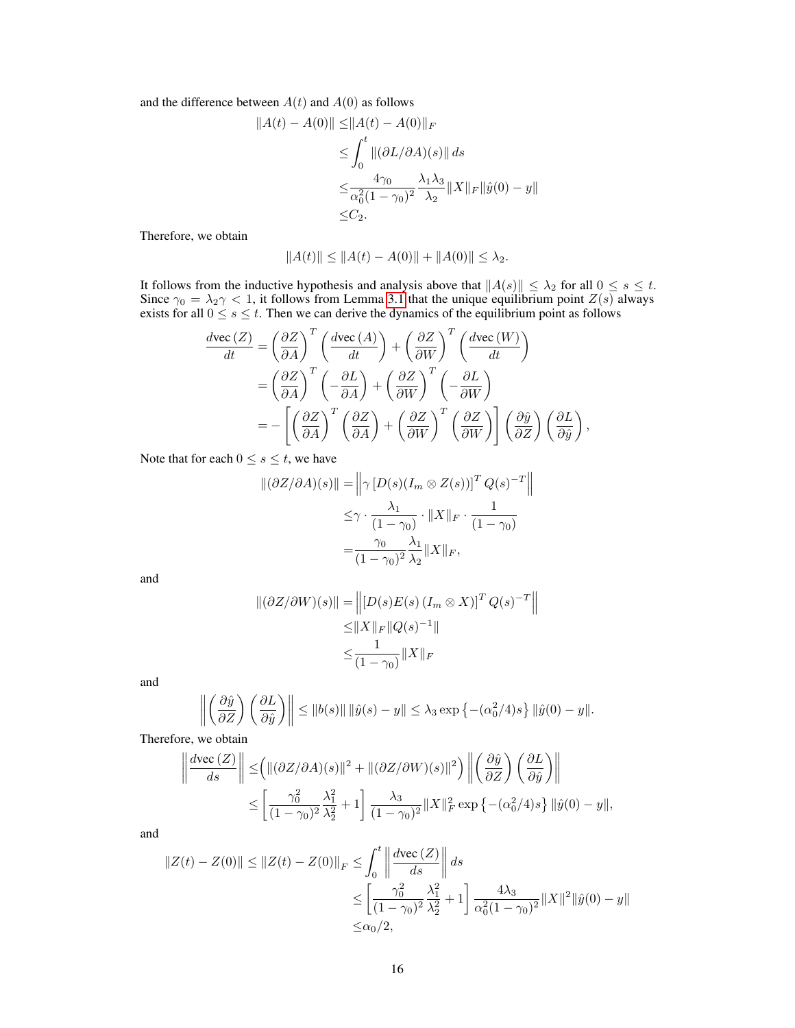and the difference between $A(t)$ and $A(0)$ as follows

$$
\begin{aligned}
\|A(t) - A(0)\| \leq & \|A(t) - A(0)\|_F \\
\leq & \int_0^t \|(\partial L/\partial A)(s)\| \, ds \\
\leq & \frac{4\gamma_0}{\alpha_0^2(1-\gamma_0)^2} \frac{\lambda_1 \lambda_3}{\lambda_2} \|X\|_F \|\hat{y}(0) - y\| \\
\leq & C_2.
\end{aligned}
$$

Therefore, we obtain

$$
\|A(t)\| \leq \|A(t) - A(0)\| + \|A(0)\| \leq \lambda_2.
$$

It follows from the inductive hypothesis and analysis above that $\|A(s)\| \leq \lambda_2$ for all $0 \leq s \leq t$. Since $\gamma_0 = \lambda_2 \gamma < 1$, it follows from Lemma 3.1 that the unique equilibrium point $Z(s)$ always exists for all $0 \leq s \leq t$. Then we can derive the dynamics of the equilibrium point as follows

$$
\begin{aligned}
\frac{d\text{vec}\,(Z)}{dt} &= \left(\frac{\partial Z}{\partial A}\right)^T \left(\frac{d\text{vec}\,(A)}{dt}\right) + \left(\frac{\partial Z}{\partial W}\right)^T \left(\frac{d\text{vec}\,(W)}{dt}\right) \\
&= \left(\frac{\partial Z}{\partial A}\right)^T \left(-\frac{\partial L}{\partial A}\right) + \left(\frac{\partial Z}{\partial W}\right)^T \left(-\frac{\partial L}{\partial W}\right) \\
&= -\left[\left(\frac{\partial Z}{\partial A}\right)^T \left(\frac{\partial Z}{\partial A}\right) + \left(\frac{\partial Z}{\partial W}\right)^T \left(\frac{\partial Z}{\partial W}\right)\right] \left(\frac{\partial \hat{y}}{\partial Z}\right) \left(\frac{\partial L}{\partial \hat{y}}\right),
\end{aligned}
$$

Note that for each $0 \leq s \leq t$, we have

$$
\begin{aligned}
\|(\partial Z/\partial A)(s)\| = & \left\| \gamma \left[D(s)(I_m \otimes Z(s))\right]^T Q(s)^{-T} \right\| \\
\leq & \gamma \cdot \frac{\lambda_1}{(1-\gamma_0)} \cdot \|X\|_F \cdot \frac{1}{(1-\gamma_0)} \\
= & \frac{\gamma_0}{(1-\gamma_0)^2} \frac{\lambda_1}{\lambda_2} \|X\|_F,
\end{aligned}
$$

and

$$
\begin{aligned}
\|(\partial Z/\partial W)(s)\| = & \left\| \left[D(s) E(s) \left(I_m \otimes X\right)\right]^T Q(s)^{-T} \right\| \\
\leq & \|X\|_F \|Q(s)^{-1}\| \\
\leq & \frac{1}{(1-\gamma_0)} \|X\|_F
\end{aligned}
$$

and

$$
\left\| \left(\frac{\partial \hat{y}}{\partial Z}\right) \left(\frac{\partial L}{\partial \hat{y}}\right) \right\| \leq \|b(s)\| \, \|\hat{y}(s) - y\| \leq \lambda_3 \exp\left\{-(\alpha_0^2/4)s\right\} \|\hat{y}(0) - y\|.
$$

Therefore, we obtain

$$
\begin{aligned}
\left\| \frac{d\text{vec}\,(Z)}{ds} \right\| \leq & \Big( \|(\partial Z/\partial A)(s)\|^2 + \|(\partial Z/\partial W)(s)\|^2 \Big) \left\| \left(\frac{\partial \hat{y}}{\partial Z}\right) \left(\frac{\partial L}{\partial \hat{y}}\right) \right\| \\
\leq & \left[ \frac{\gamma_0^2}{(1-\gamma_0)^2} \frac{\lambda_1^2}{\lambda_2^2} + 1 \right] \frac{\lambda_3}{(1-\gamma_0)^2} \|X\|_F^2 \exp\left\{-(\alpha_0^2/4)s\right\} \|\hat{y}(0) - y\|,
\end{aligned}
$$

and

$$
\begin{aligned}
\|Z(t) - Z(0)\| \leq \|Z(t) - Z(0)\|_F \leq & \int_0^t \left\| \frac{d\text{vec}\,(Z)}{ds} \right\| ds \\
\leq & \left[ \frac{\gamma_0^2}{(1-\gamma_0)^2} \frac{\lambda_1^2}{\lambda_2^2} + 1 \right] \frac{4\lambda_3}{\alpha_0^2(1-\gamma_0)^2} \|X\|^2 \|\hat{y}(0) - y\| \\
\leq & \alpha_0/2,
\end{aligned}
$$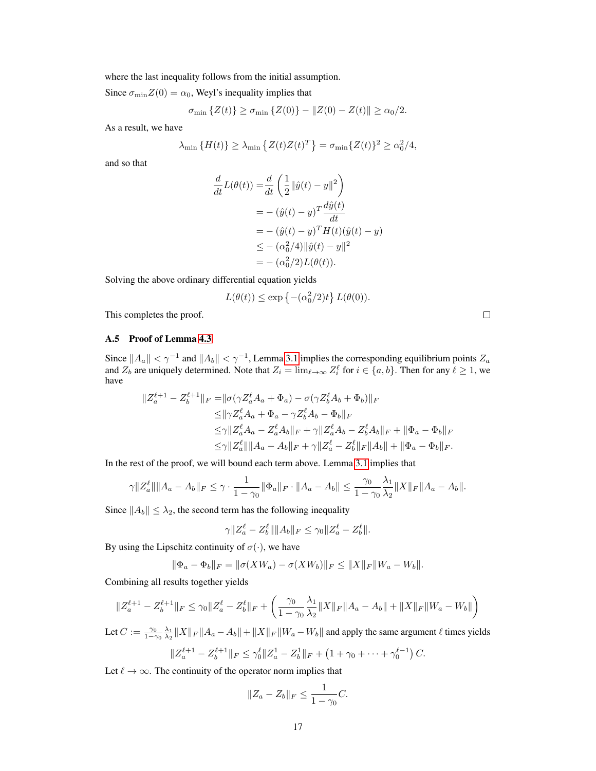where the last inequality follows from the initial assumption.

Since $\sigma_{\min} Z(0) = \alpha_0$, Weyl's inequality implies that

$$\sigma_{\min}\{Z(t)\} \geq \sigma_{\min}\{Z(0)\} - \|Z(0) - Z(t)\| \geq \alpha_0/2.$$

As a result, we have

$$\lambda_{\min}\{H(t)\} \geq \lambda_{\min}\left\{Z(t)Z(t)^T\right\} = \sigma_{\min}\{Z(t)\}^2 \geq \alpha_0^2/4,$$

and so that

$$\begin{aligned}
\frac{d}{dt}L(\theta(t)) =& \frac{d}{dt}\left(\frac{1}{2}\|\hat{y}(t) - y\|^2\right) \\
=& -(\hat{y}(t) - y)^T \frac{d\hat{y}(t)}{dt} \\
=& -(\hat{y}(t) - y)^T H(t)(\hat{y}(t) - y) \\
\leq& -(\alpha_0^2/4)\|\hat{y}(t) - y\|^2 \\
=& -(\alpha_0^2/2)L(\theta(t)).
\end{aligned}$$

Solving the above ordinary differential equation yields

$$L(\theta(t)) \leq \exp\left\{-(\alpha_0^2/2)t\right\} L(\theta(0)).$$

This completes the proof. $\square$

### A.5 Proof of Lemma 4.3

Since $\|A_a\| < \gamma^{-1}$ and $\|A_b\| < \gamma^{-1}$, Lemma 3.1 implies the corresponding equilibrium points $Z_a$ and $Z_b$ are uniquely determined. Note that $Z_i = \lim_{\ell\to\infty} Z_i^\ell$ for $i \in \{a, b\}$. Then for any $\ell \geq 1$, we have

$$\begin{aligned}
\|Z_a^{\ell+1} - Z_b^{\ell+1}\|_F =& \|\sigma(\gamma Z_a^\ell A_a + \Phi_a) - \sigma(\gamma Z_b^\ell A_b + \Phi_b)\|_F \\
\leq& \|\gamma Z_a^\ell A_a + \Phi_a - \gamma Z_b^\ell A_b - \Phi_b\|_F \\
\leq& \gamma\|Z_a^\ell A_a - Z_a^\ell A_b\|_F + \gamma\|Z_a^\ell A_b - Z_b^\ell A_b\|_F + \|\Phi_a - \Phi_b\|_F \\
\leq& \gamma\|Z_a^\ell\|\|A_a - A_b\|_F + \gamma\|Z_a^\ell - Z_b^\ell\|_F\|A_b\| + \|\Phi_a - \Phi_b\|_F.
\end{aligned}$$

In the rest of the proof, we will bound each term above. Lemma 3.1 implies that

$$\gamma\|Z_a^\ell\|\|A_a - A_b\|_F \leq \gamma \cdot \frac{1}{1-\gamma_0}\|\Phi_a\|_F \cdot \|A_a - A_b\| \leq \frac{\gamma_0}{1-\gamma_0}\frac{\lambda_1}{\lambda_2}\|X\|_F\|A_a - A_b\|.$$

Since $\|A_b\| \leq \lambda_2$, the second term has the following inequality

$$\gamma\|Z_a^\ell - Z_b^\ell\|\|A_b\|_F \leq \gamma_0\|Z_a^\ell - Z_b^\ell\|.$$

By using the Lipschitz continuity of $\sigma(\cdot)$, we have

$$\|\Phi_a - \Phi_b\|_F = \|\sigma(XW_a) - \sigma(XW_b)\|_F \leq \|X\|_F\|W_a - W_b\|.$$

Combining all results together yields

$$\|Z_a^{\ell+1} - Z_b^{\ell+1}\|_F \leq \gamma_0\|Z_a^\ell - Z_b^\ell\|_F + \left(\frac{\gamma_0}{1-\gamma_0}\frac{\lambda_1}{\lambda_2}\|X\|_F\|A_a - A_b\| + \|X\|_F\|W_a - W_b\|\right)$$

Let $C := \frac{\gamma_0}{1-\gamma_0}\frac{\lambda_1}{\lambda_2}\|X\|_F\|A_a - A_b\| + \|X\|_F\|W_a - W_b\|$ and apply the same argument $\ell$ times yields

$$\|Z_a^{\ell+1} - Z_b^{\ell+1}\|_F \leq \gamma_0^\ell\|Z_a^1 - Z_b^1\|_F + \left(1 + \gamma_0 + \cdots + \gamma_0^{\ell-1}\right)C.$$

Let $\ell \to \infty$. The continuity of the operator norm implies that

$$\|Z_a - Z_b\|_F \leq \frac{1}{1-\gamma_0}C.$$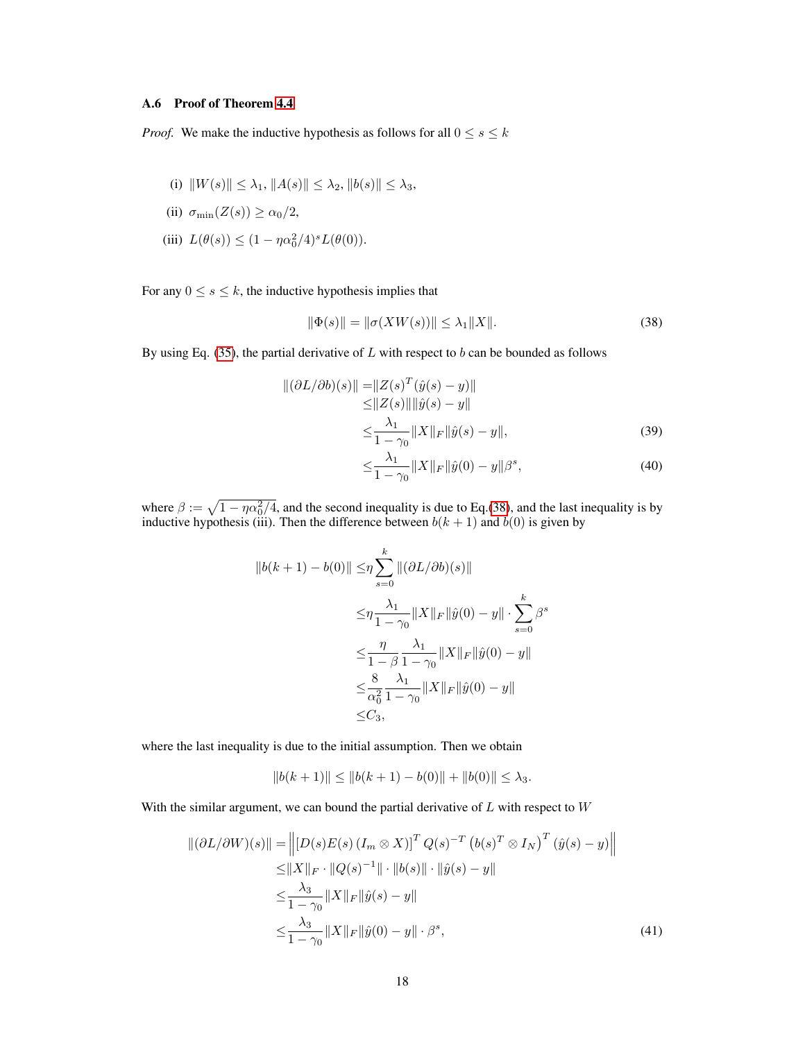### A.6 Proof of Theorem 4.4

*Proof.* We make the inductive hypothesis as follows for all $0 \le s \le k$

(i) $\|W(s)\| \le \lambda_1$, $\|A(s)\| \le \lambda_2$, $\|b(s)\| \le \lambda_3$,

(ii) $\sigma_{\min}(Z(s)) \ge \alpha_0/2$,

(iii) $L(\theta(s)) \le (1 - \eta\alpha_0^2/4)^s L(\theta(0))$.

For any $0 \le s \le k$, the inductive hypothesis implies that

$$\|\Phi(s)\| = \|\sigma(XW(s))\| \le \lambda_1 \|X\|. \tag{38}$$

By using Eq. (35), the partial derivative of $L$ with respect to $b$ can be bounded as follows

$$\begin{aligned}
\|(\partial L/\partial b)(s)\| =& \|Z(s)^T(\hat{y}(s) - y)\| \\
\le& \|Z(s)\| \|\hat{y}(s) - y\| \\
\le& \frac{\lambda_1}{1-\gamma_0} \|X\|_F \|\hat{y}(s) - y\|, \qquad (39) \\
\le& \frac{\lambda_1}{1-\gamma_0} \|X\|_F \|\hat{y}(0) - y\| \beta^s, \qquad (40)
\end{aligned}$$

where $\beta := \sqrt{1 - \eta\alpha_0^2/4}$, and the second inequality is due to Eq.(38), and the last inequality is by inductive hypothesis (iii). Then the difference between $b(k+1)$ and $b(0)$ is given by

$$\begin{aligned}
\|b(k+1) - b(0)\| \le& \eta \sum_{s=0}^{k} \|(\partial L/\partial b)(s)\| \\
\le& \eta \frac{\lambda_1}{1-\gamma_0} \|X\|_F \|\hat{y}(0) - y\| \cdot \sum_{s=0}^{k} \beta^s \\
\le& \frac{\eta}{1-\beta} \frac{\lambda_1}{1-\gamma_0} \|X\|_F \|\hat{y}(0) - y\| \\
\le& \frac{8}{\alpha_0^2} \frac{\lambda_1}{1-\gamma_0} \|X\|_F \|\hat{y}(0) - y\| \\
\le& C_3,
\end{aligned}$$

where the last inequality is due to the initial assumption. Then we obtain

$$\|b(k+1)\| \le \|b(k+1) - b(0)\| + \|b(0)\| \le \lambda_3.$$

With the similar argument, we can bound the partial derivative of $L$ with respect to $W$

$$\begin{aligned}
\|(\partial L/\partial W)(s)\| =& \left\| [D(s)E(s)\,(I_m \otimes X)]^T \, Q(s)^{-T} \left(b(s)^T \otimes I_N\right)^T (\hat{y}(s) - y) \right\| \\
\le& \|X\|_F \cdot \|Q(s)^{-1}\| \cdot \|b(s)\| \cdot \|\hat{y}(s) - y\| \\
\le& \frac{\lambda_3}{1-\gamma_0} \|X\|_F \|\hat{y}(s) - y\| \\
\le& \frac{\lambda_3}{1-\gamma_0} \|X\|_F \|\hat{y}(0) - y\| \cdot \beta^s, \qquad (41)
\end{aligned}$$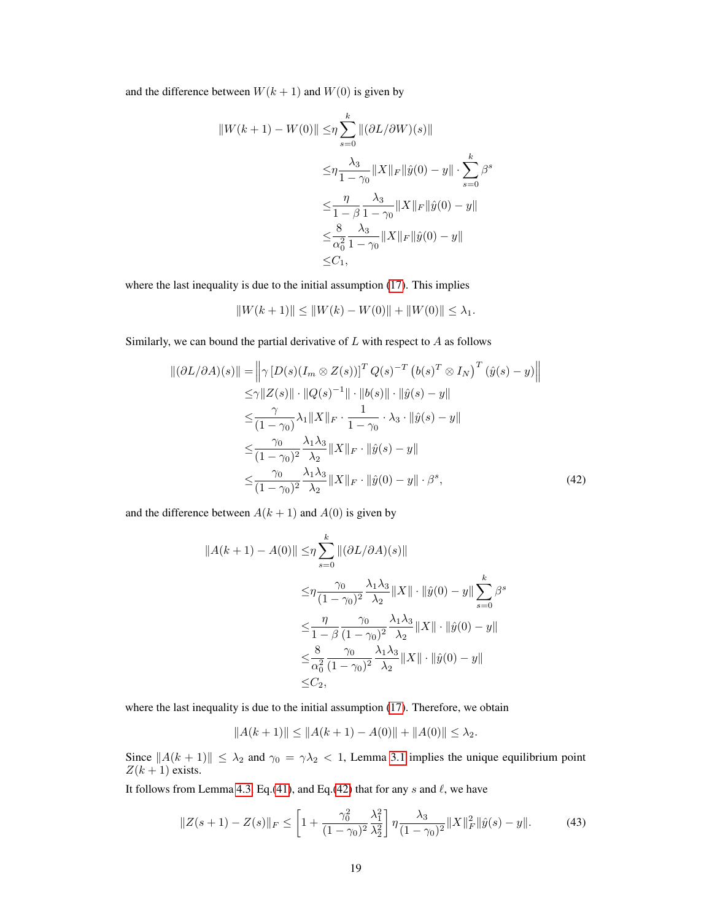and the difference between $W(k+1)$ and $W(0)$ is given by

$$
\begin{aligned}
\|W(k+1)-W(0)\| \leq & \eta \sum_{s=0}^{k} \|(\partial L/\partial W)(s)\| \\
\leq & \eta \frac{\lambda_3}{1-\gamma_0} \|X\|_F \|\hat{y}(0)-y\| \cdot \sum_{s=0}^{k} \beta^s \\
\leq & \frac{\eta}{1-\beta} \frac{\lambda_3}{1-\gamma_0} \|X\|_F \|\hat{y}(0)-y\| \\
\leq & \frac{8}{\alpha_0^2} \frac{\lambda_3}{1-\gamma_0} \|X\|_F \|\hat{y}(0)-y\| \\
\leq & C_1,
\end{aligned}
$$

where the last inequality is due to the initial assumption (17). This implies

$$
\|W(k+1)\| \leq \|W(k)-W(0)\| + \|W(0)\| \leq \lambda_1.
$$

Similarly, we can bound the partial derivative of $L$ with respect to $A$ as follows

$$
\begin{aligned}
\|(\partial L/\partial A)(s)\| = & \left\| \gamma \left[ D(s)(I_m \otimes Z(s)) \right]^T Q(s)^{-T} \left( b(s)^T \otimes I_N \right)^T (\hat{y}(s)-y) \right\| \\
\leq & \gamma \|Z(s)\| \cdot \|Q(s)^{-1}\| \cdot \|b(s)\| \cdot \|\hat{y}(s)-y\| \\
\leq & \frac{\gamma}{(1-\gamma_0)} \lambda_1 \|X\|_F \cdot \frac{1}{1-\gamma_0} \cdot \lambda_3 \cdot \|\hat{y}(s)-y\| \\
\leq & \frac{\gamma_0}{(1-\gamma_0)^2} \frac{\lambda_1 \lambda_3}{\lambda_2} \|X\|_F \cdot \|\hat{y}(s)-y\| \\
\leq & \frac{\gamma_0}{(1-\gamma_0)^2} \frac{\lambda_1 \lambda_3}{\lambda_2} \|X\|_F \cdot \|\hat{y}(0)-y\| \cdot \beta^s,
\end{aligned} \tag{42}
$$

and the difference between $A(k+1)$ and $A(0)$ is given by

$$
\begin{aligned}
\|A(k+1)-A(0)\| \leq & \eta \sum_{s=0}^{k} \|(\partial L/\partial A)(s)\| \\
\leq & \eta \frac{\gamma_0}{(1-\gamma_0)^2} \frac{\lambda_1 \lambda_3}{\lambda_2} \|X\| \cdot \|\hat{y}(0)-y\| \sum_{s=0}^{k} \beta^s \\
\leq & \frac{\eta}{1-\beta} \frac{\gamma_0}{(1-\gamma_0)^2} \frac{\lambda_1 \lambda_3}{\lambda_2} \|X\| \cdot \|\hat{y}(0)-y\| \\
\leq & \frac{8}{\alpha_0^2} \frac{\gamma_0}{(1-\gamma_0)^2} \frac{\lambda_1 \lambda_3}{\lambda_2} \|X\| \cdot \|\hat{y}(0)-y\| \\
\leq & C_2,
\end{aligned}
$$

where the last inequality is due to the initial assumption (17). Therefore, we obtain

$$
\|A(k+1)\| \leq \|A(k+1)-A(0)\| + \|A(0)\| \leq \lambda_2.
$$

Since $\|A(k+1)\| \leq \lambda_2$ and $\gamma_0 = \gamma \lambda_2 < 1$, Lemma 3.1 implies the unique equilibrium point $Z(k+1)$ exists.

It follows from Lemma 4.3, Eq.(41), and Eq.(42) that for any $s$ and $\ell$, we have

$$
\|Z(s+1)-Z(s)\|_F \leq \left[ 1 + \frac{\gamma_0^2}{(1-\gamma_0)^2} \frac{\lambda_1^2}{\lambda_2^2} \right] \eta \frac{\lambda_3}{(1-\gamma_0)^2} \|X\|_F^2 \|\hat{y}(s)-y\|. \tag{43}
$$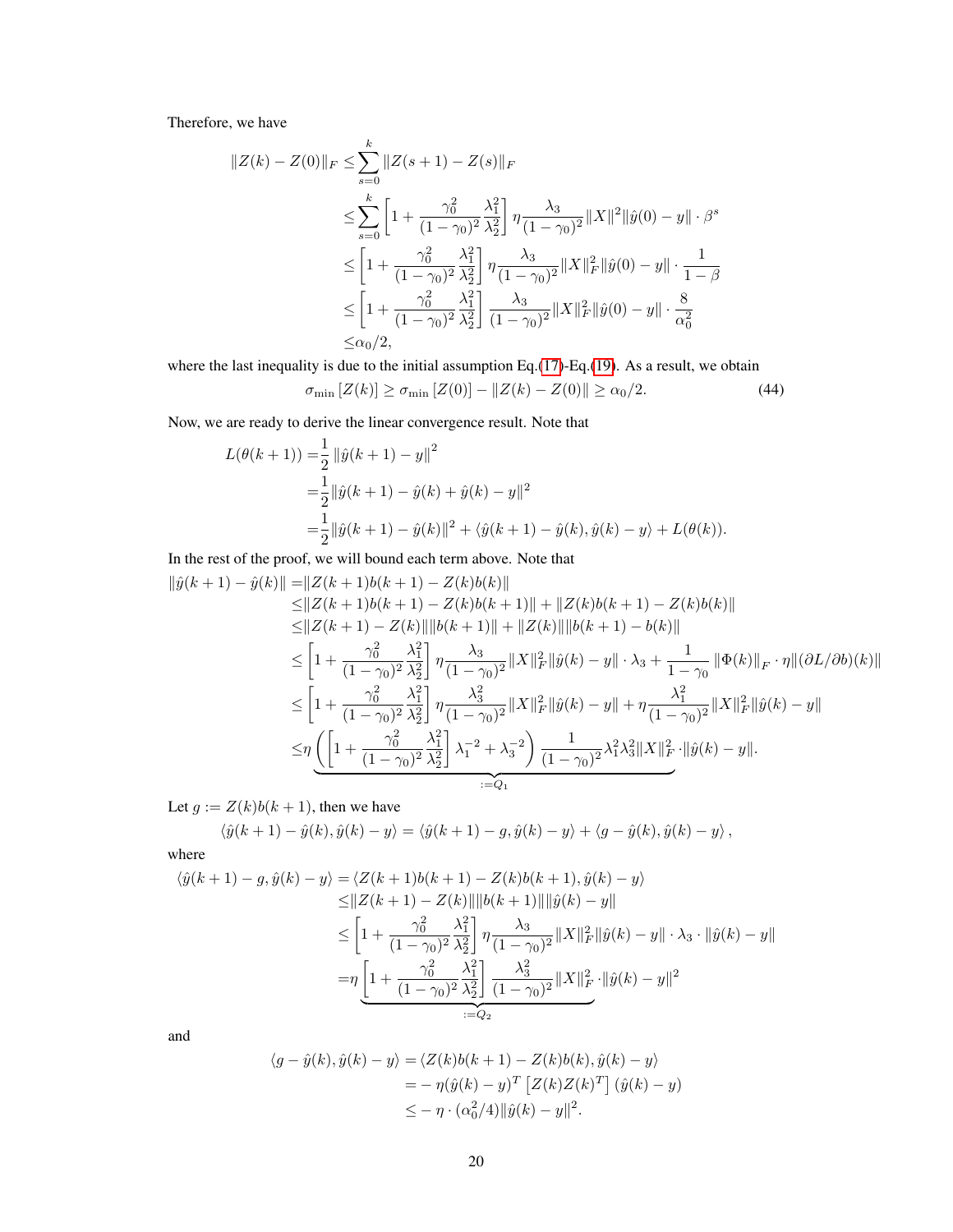Therefore, we have

$$
\begin{aligned}
\|Z(k) - Z(0)\|_F \leq & \sum_{s=0}^{k} \|Z(s+1) - Z(s)\|_F \\
\leq & \sum_{s=0}^{k} \left[1 + \frac{\gamma_0^2}{(1-\gamma_0)^2}\frac{\lambda_1^2}{\lambda_2^2}\right] \eta \frac{\lambda_3}{(1-\gamma_0)^2}\|X\|^2 \|\hat{y}(0) - y\| \cdot \beta^s \\
\leq & \left[1 + \frac{\gamma_0^2}{(1-\gamma_0)^2}\frac{\lambda_1^2}{\lambda_2^2}\right] \eta \frac{\lambda_3}{(1-\gamma_0)^2}\|X\|_F^2 \|\hat{y}(0) - y\| \cdot \frac{1}{1-\beta} \\
\leq & \left[1 + \frac{\gamma_0^2}{(1-\gamma_0)^2}\frac{\lambda_1^2}{\lambda_2^2}\right] \frac{\lambda_3}{(1-\gamma_0)^2}\|X\|_F^2 \|\hat{y}(0) - y\| \cdot \frac{8}{\alpha_0^2} \\
\leq & \alpha_0/2,
\end{aligned}
$$

where the last inequality is due to the initial assumption Eq.(17)-Eq.(19). As a result, we obtain

$$
\sigma_{\min}[Z(k)] \geq \sigma_{\min}[Z(0)] - \|Z(k) - Z(0)\| \geq \alpha_0/2. \tag{44}
$$

Now, we are ready to derive the linear convergence result. Note that

$$
\begin{aligned}
L(\theta(k+1)) = & \frac{1}{2}\|\hat{y}(k+1) - y\|^2 \\
= & \frac{1}{2}\|\hat{y}(k+1) - \hat{y}(k) + \hat{y}(k) - y\|^2 \\
= & \frac{1}{2}\|\hat{y}(k+1) - \hat{y}(k)\|^2 + \langle \hat{y}(k+1) - \hat{y}(k), \hat{y}(k) - y\rangle + L(\theta(k)).
\end{aligned}
$$

In the rest of the proof, we will bound each term above. Note that

$$
\begin{aligned}
\|\hat{y}(k+1) - \hat{y}(k)\| = & \|Z(k+1)b(k+1) - Z(k)b(k)\| \\
\leq & \|Z(k+1)b(k+1) - Z(k)b(k+1)\| + \|Z(k)b(k+1) - Z(k)b(k)\| \\
\leq & \|Z(k+1) - Z(k)\|\|b(k+1)\| + \|Z(k)\|\|b(k+1) - b(k)\| \\
\leq & \left[1 + \frac{\gamma_0^2}{(1-\gamma_0)^2}\frac{\lambda_1^2}{\lambda_2^2}\right] \eta \frac{\lambda_3}{(1-\gamma_0)^2}\|X\|_F^2 \|\hat{y}(k) - y\| \cdot \lambda_3 + \frac{1}{1-\gamma_0}\|\Phi(k)\|_F \cdot \eta \|(\partial L/\partial b)(k)\| \\
\leq & \left[1 + \frac{\gamma_0^2}{(1-\gamma_0)^2}\frac{\lambda_1^2}{\lambda_2^2}\right] \eta \frac{\lambda_3^2}{(1-\gamma_0)^2}\|X\|_F^2 \|\hat{y}(k) - y\| + \eta \frac{\lambda_1^2}{(1-\gamma_0)^2}\|X\|_F^2 \|\hat{y}(k) - y\| \\
\leq & \eta \underbrace{\left(\left[1 + \frac{\gamma_0^2}{(1-\gamma_0)^2}\frac{\lambda_1^2}{\lambda_2^2}\right]\lambda_1^{-2} + \lambda_3^{-2}\right)\frac{1}{(1-\gamma_0)^2}\lambda_1^2\lambda_3^2\|X\|_F^2}_{:=Q_1} \cdot \|\hat{y}(k) - y\|.
\end{aligned}
$$

Let $g := Z(k)b(k+1)$, then we have

$$
\langle \hat{y}(k+1) - \hat{y}(k), \hat{y}(k) - y\rangle = \langle \hat{y}(k+1) - g, \hat{y}(k) - y\rangle + \langle g - \hat{y}(k), \hat{y}(k) - y\rangle,
$$

where

$$
\begin{aligned}
\langle \hat{y}(k+1) - g, \hat{y}(k) - y\rangle = & \langle Z(k+1)b(k+1) - Z(k)b(k+1), \hat{y}(k) - y\rangle \\
\leq & \|Z(k+1) - Z(k)\|\|b(k+1)\|\|\hat{y}(k) - y\| \\
\leq & \left[1 + \frac{\gamma_0^2}{(1-\gamma_0)^2}\frac{\lambda_1^2}{\lambda_2^2}\right] \eta \frac{\lambda_3}{(1-\gamma_0)^2}\|X\|_F^2 \|\hat{y}(k) - y\| \cdot \lambda_3 \cdot \|\hat{y}(k) - y\| \\
= & \eta \underbrace{\left[1 + \frac{\gamma_0^2}{(1-\gamma_0)^2}\frac{\lambda_1^2}{\lambda_2^2}\right] \frac{\lambda_3^2}{(1-\gamma_0)^2}\|X\|_F^2}_{:=Q_2} \cdot \|\hat{y}(k) - y\|^2
\end{aligned}
$$

and

$$
\begin{aligned}
\langle g - \hat{y}(k), \hat{y}(k) - y\rangle = & \langle Z(k)b(k+1) - Z(k)b(k), \hat{y}(k) - y\rangle \\
= & -\eta(\hat{y}(k) - y)^T \left[Z(k)Z(k)^T\right](\hat{y}(k) - y) \\
\leq & -\eta \cdot (\alpha_0^2/4)\|\hat{y}(k) - y\|^2.
\end{aligned}
$$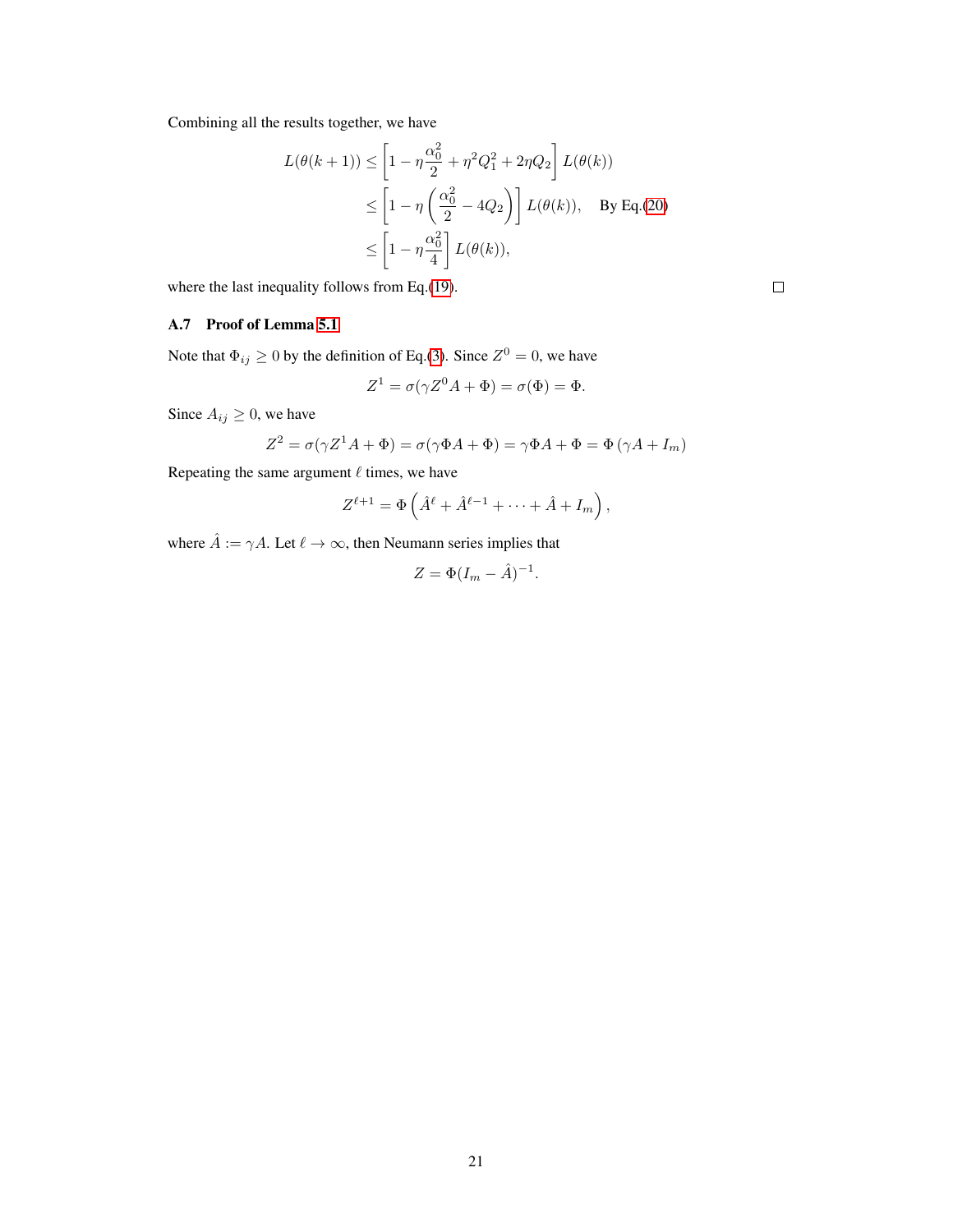Combining all the results together, we have

$$
\begin{aligned}
L(\theta(k+1)) &\leq \left[1 - \eta\frac{\alpha_0^2}{2} + \eta^2 Q_1^2 + 2\eta Q_2\right] L(\theta(k)) \\
&\leq \left[1 - \eta\left(\frac{\alpha_0^2}{2} - 4Q_2\right)\right] L(\theta(k)), \quad \text{By Eq.(20)} \\
&\leq \left[1 - \eta\frac{\alpha_0^2}{4}\right] L(\theta(k)),
\end{aligned}
$$

where the last inequality follows from Eq.(19). □

### A.7 Proof of Lemma 5.1

Note that $\Phi_{ij} \geq 0$ by the definition of Eq.(3). Since $Z^0 = 0$, we have

$$
Z^1 = \sigma(\gamma Z^0 A + \Phi) = \sigma(\Phi) = \Phi.
$$

Since $A_{ij} \geq 0$, we have

$$
Z^2 = \sigma(\gamma Z^1 A + \Phi) = \sigma(\gamma \Phi A + \Phi) = \gamma \Phi A + \Phi = \Phi\left(\gamma A + I_m\right)
$$

Repeating the same argument $\ell$ times, we have

$$
Z^{\ell+1} = \Phi\left(\hat{A}^{\ell} + \hat{A}^{\ell-1} + \cdots + \hat{A} + I_m\right),
$$

where $\hat{A} := \gamma A$. Let $\ell \to \infty$, then Neumann series implies that

$$
Z = \Phi(I_m - \hat{A})^{-1}.
$$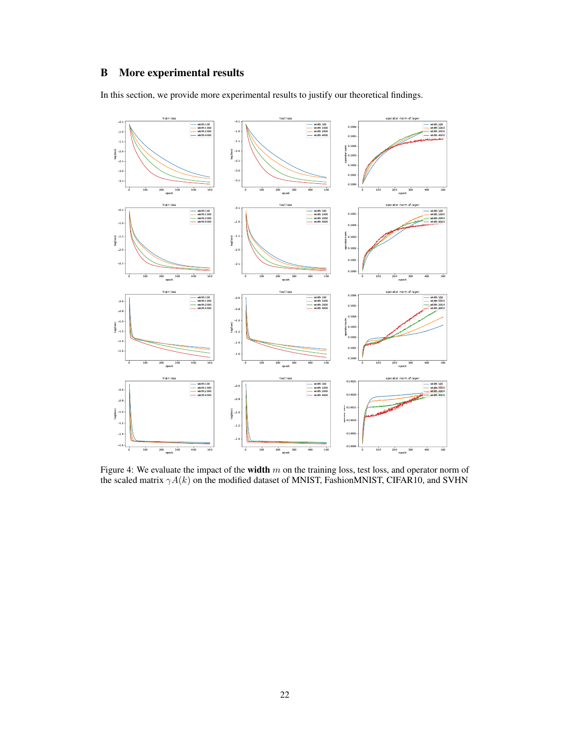# B More experimental results

In this section, we provide more experimental results to justify our theoretical findings.

Figure 4: We evaluate the impact of the **width** $m$ on the training loss, test loss, and operator norm of the scaled matrix $\gamma A(k)$ on the modified dataset of MNIST, FashionMNIST, CIFAR10, and SVHN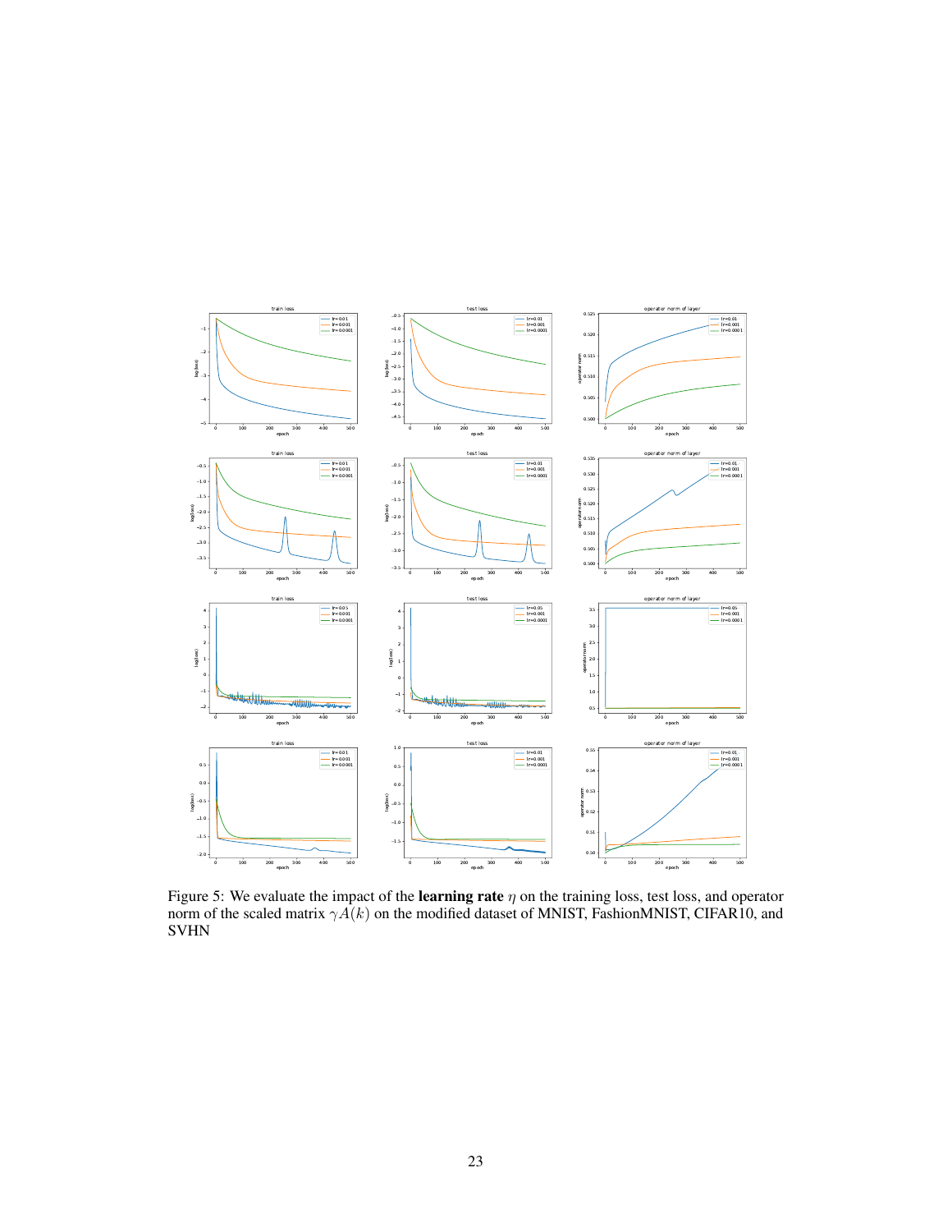Figure 5: We evaluate the impact of the **learning rate** $\eta$ on the training loss, test loss, and operator norm of the scaled matrix $\gamma A(k)$ on the modified dataset of MNIST, FashionMNIST, CIFAR10, and SVHN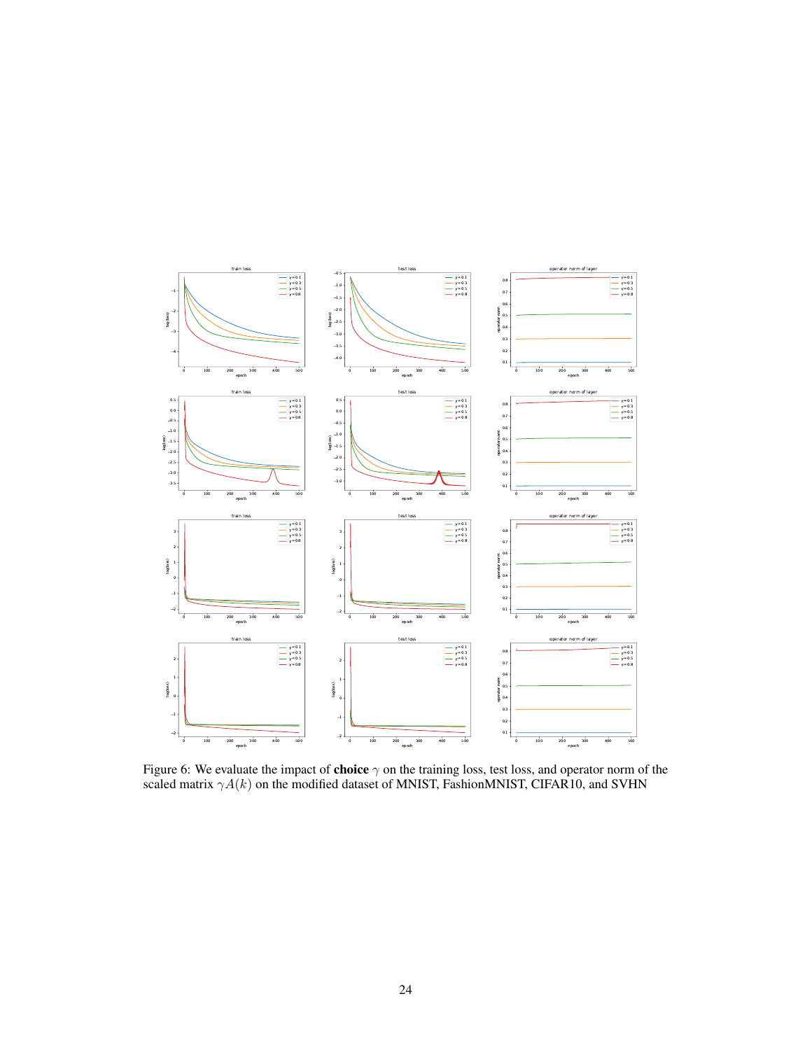train loss

test loss

operator norm of layer

γ=0.1
γ=0.3
γ=0.5
γ=0.8

Figure 6: We evaluate the impact of **choice** $\gamma$ on the training loss, test loss, and operator norm of the scaled matrix $\gamma A(k)$ on the modified dataset of MNIST, FashionMNIST, CIFAR10, and SVHN